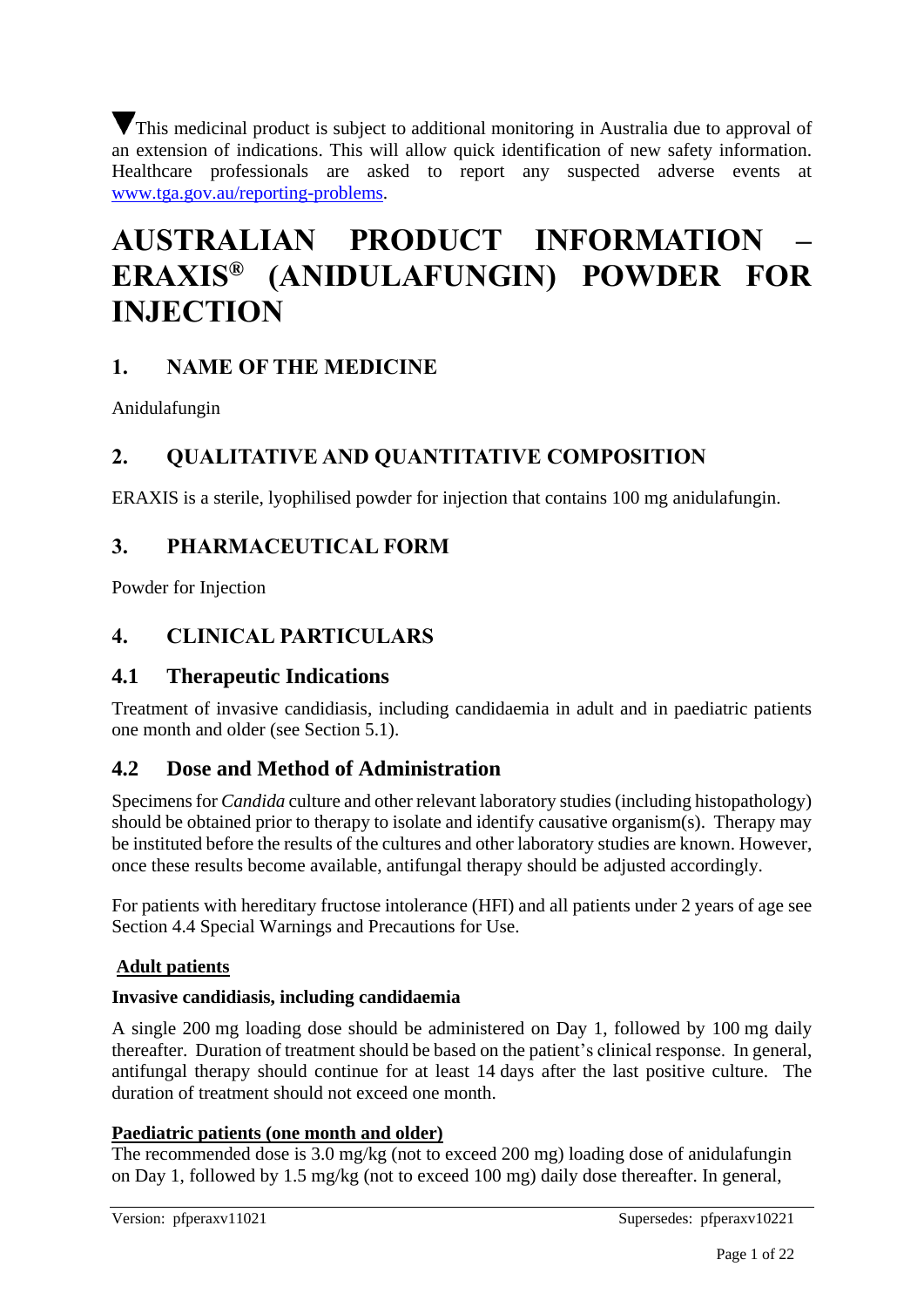▼This medicinal product is subject to additional monitoring in Australia due to approval of an extension of indications. This will allow quick identification of new safety information. Healthcare professionals are asked to report any suspected adverse events at www.tga.gov.au/reporting-problems.

# AUSTRALIAN PRODUCT INFORMATION – ERAXIS® (ANIDULAFUNGIN) POWDER FOR INJECTION

## 1. NAME OF THE MEDICINE

Anidulafungin

## 2. QUALITATIVE AND QUANTITATIVE COMPOSITION

ERAXIS is a sterile, lyophilised powder for injection that contains 100 mg anidulafungin.

## 3. PHARMACEUTICAL FORM

Powder for Injection

## 4. CLINICAL PARTICULARS

### 4.1 Therapeutic Indications

Treatment of invasive candidiasis, including candidaemia in adult and in paediatric patients one month and older (see Section 5.1).

### 4.2 Dose and Method of Administration

Specimens for *Candida* culture and other relevant laboratory studies (including histopathology) should be obtained prior to therapy to isolate and identify causative organism(s). Therapy may be instituted before the results of the cultures and other laboratory studies are known. However, once these results become available, antifungal therapy should be adjusted accordingly.

For patients with hereditary fructose intolerance (HFI) and all patients under 2 years of age see Section 4.4 Special Warnings and Precautions for Use.

**Adult patients**

**Invasive candidiasis, including candidaemia**

A single 200 mg loading dose should be administered on Day 1, followed by 100 mg daily thereafter. Duration of treatment should be based on the patient's clinical response. In general, antifungal therapy should continue for at least 14 days after the last positive culture. The duration of treatment should not exceed one month.

**Paediatric patients (one month and older)**

The recommended dose is 3.0 mg/kg (not to exceed 200 mg) loading dose of anidulafungin on Day 1, followed by 1.5 mg/kg (not to exceed 100 mg) daily dose thereafter. In general,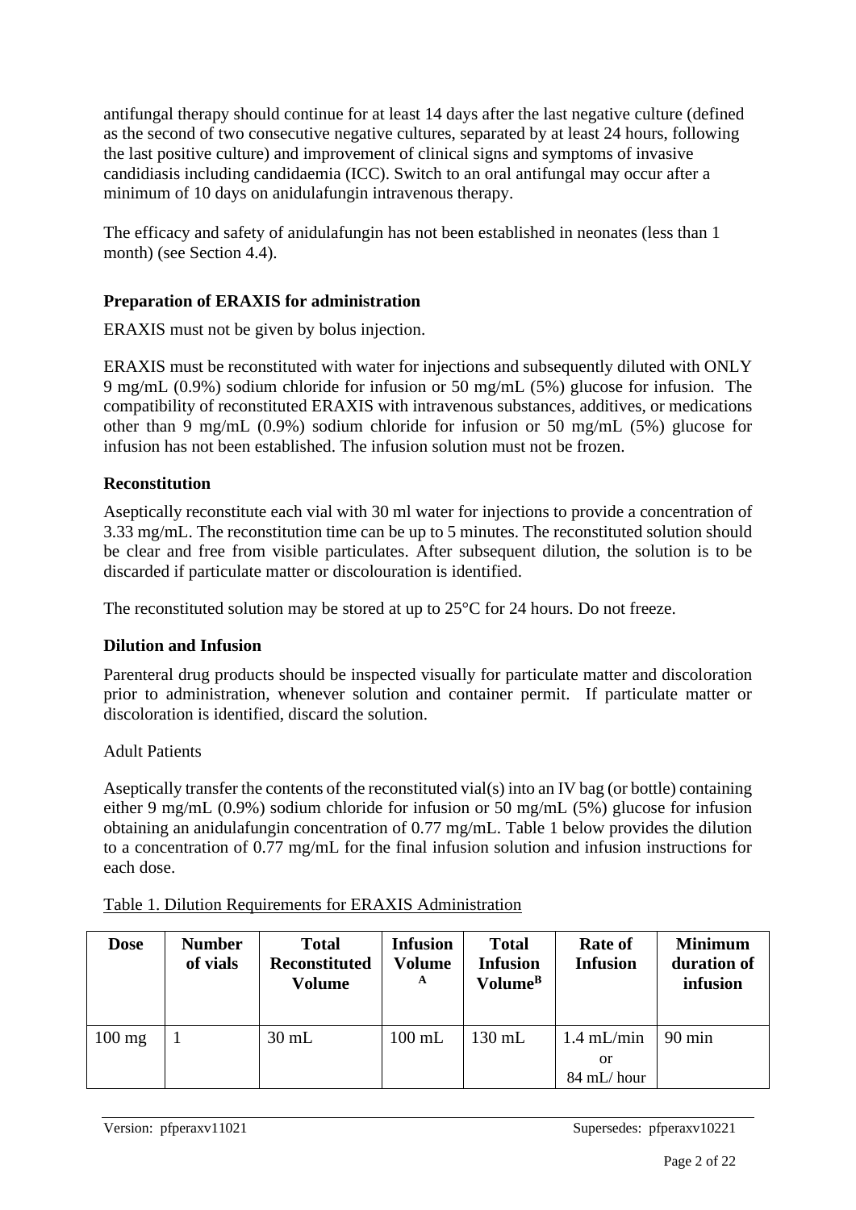antifungal therapy should continue for at least 14 days after the last negative culture (defined as the second of two consecutive negative cultures, separated by at least 24 hours, following the last positive culture) and improvement of clinical signs and symptoms of invasive candidiasis including candidaemia (ICC). Switch to an oral antifungal may occur after a minimum of 10 days on anidulafungin intravenous therapy.

The efficacy and safety of anidulafungin has not been established in neonates (less than 1 month) (see Section 4.4).

**Preparation of ERAXIS for administration**

ERAXIS must not be given by bolus injection.

ERAXIS must be reconstituted with water for injections and subsequently diluted with ONLY 9 mg/mL (0.9%) sodium chloride for infusion or 50 mg/mL (5%) glucose for infusion. The compatibility of reconstituted ERAXIS with intravenous substances, additives, or medications other than 9 mg/mL (0.9%) sodium chloride for infusion or 50 mg/mL (5%) glucose for infusion has not been established. The infusion solution must not be frozen.

**Reconstitution**

Aseptically reconstitute each vial with 30 ml water for injections to provide a concentration of 3.33 mg/mL. The reconstitution time can be up to 5 minutes. The reconstituted solution should be clear and free from visible particulates. After subsequent dilution, the solution is to be discarded if particulate matter or discolouration is identified.

The reconstituted solution may be stored at up to 25°C for 24 hours. Do not freeze.

**Dilution and Infusion**

Parenteral drug products should be inspected visually for particulate matter and discoloration prior to administration, whenever solution and container permit. If particulate matter or discoloration is identified, discard the solution.

Adult Patients

Aseptically transfer the contents of the reconstituted vial(s) into an IV bag (or bottle) containing either 9 mg/mL (0.9%) sodium chloride for infusion or 50 mg/mL (5%) glucose for infusion obtaining an anidulafungin concentration of 0.77 mg/mL. Table 1 below provides the dilution to a concentration of 0.77 mg/mL for the final infusion solution and infusion instructions for each dose.

Table 1. Dilution Requirements for ERAXIS Administration

| Dose | Number of vials | Total Reconstituted Volume | Infusion Volume [A] | Total Infusion Volume[B] | Rate of Infusion | Minimum duration of infusion |
|---|---|---|---|---|---|---|
| 100 mg | 1 | 30 mL | 100 mL | 130 mL | 1.4 mL/min or 84 mL/ hour | 90 min |

Version: pfperaxv11021 Supersedes: pfperaxv10221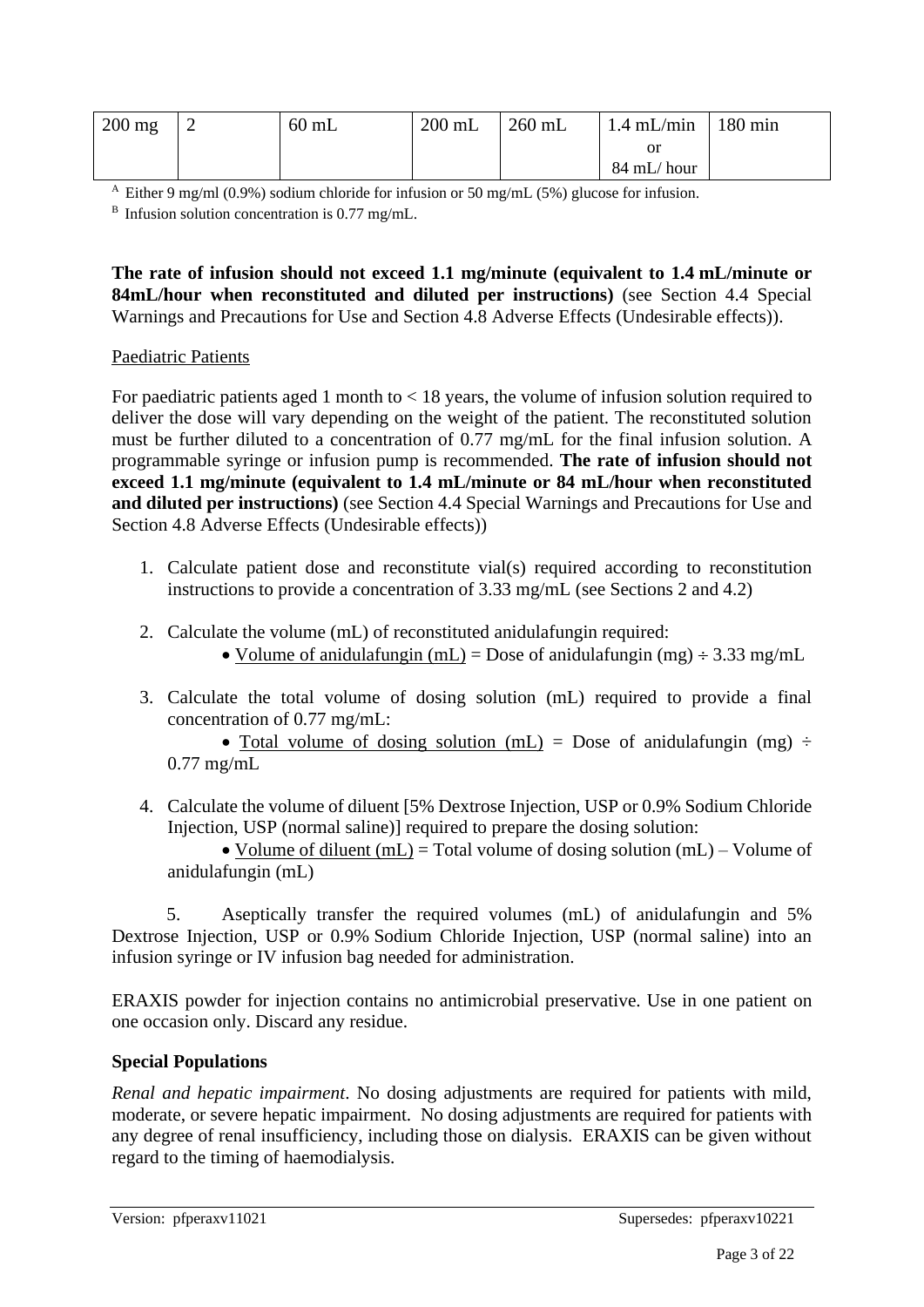| 200 mg | 2 | 60 mL | 200 mL | 260 mL | 1.4 mL/min or 84 mL/ hour | 180 min |
|---|---|---|---|---|---|---|

[A] Either 9 mg/ml (0.9%) sodium chloride for infusion or 50 mg/mL (5%) glucose for infusion.

[B] Infusion solution concentration is 0.77 mg/mL.

**The rate of infusion should not exceed 1.1 mg/minute (equivalent to 1.4 mL/minute or 84mL/hour when reconstituted and diluted per instructions)** (see Section 4.4 Special Warnings and Precautions for Use and Section 4.8 Adverse Effects (Undesirable effects)).

Paediatric Patients

For paediatric patients aged 1 month to < 18 years, the volume of infusion solution required to deliver the dose will vary depending on the weight of the patient. The reconstituted solution must be further diluted to a concentration of 0.77 mg/mL for the final infusion solution. A programmable syringe or infusion pump is recommended. **The rate of infusion should not exceed 1.1 mg/minute (equivalent to 1.4 mL/minute or 84 mL/hour when reconstituted and diluted per instructions)** (see Section 4.4 Special Warnings and Precautions for Use and Section 4.8 Adverse Effects (Undesirable effects))

1. Calculate patient dose and reconstitute vial(s) required according to reconstitution instructions to provide a concentration of 3.33 mg/mL (see Sections 2 and 4.2)
2. Calculate the volume (mL) of reconstituted anidulafungin required:
   - Volume of anidulafungin (mL) = Dose of anidulafungin (mg) ÷ 3.33 mg/mL
3. Calculate the total volume of dosing solution (mL) required to provide a final concentration of 0.77 mg/mL:
   - Total volume of dosing solution (mL) = Dose of anidulafungin (mg) ÷ 0.77 mg/mL
4. Calculate the volume of diluent [5% Dextrose Injection, USP or 0.9% Sodium Chloride Injection, USP (normal saline)] required to prepare the dosing solution:
   - Volume of diluent (mL) = Total volume of dosing solution (mL) – Volume of anidulafungin (mL)
5. Aseptically transfer the required volumes (mL) of anidulafungin and 5% Dextrose Injection, USP or 0.9% Sodium Chloride Injection, USP (normal saline) into an infusion syringe or IV infusion bag needed for administration.

ERAXIS powder for injection contains no antimicrobial preservative. Use in one patient on one occasion only. Discard any residue.

**Special Populations**

*Renal and hepatic impairment*. No dosing adjustments are required for patients with mild, moderate, or severe hepatic impairment. No dosing adjustments are required for patients with any degree of renal insufficiency, including those on dialysis. ERAXIS can be given without regard to the timing of haemodialysis.

Version: pfperaxv11021 Supersedes: pfperaxv10221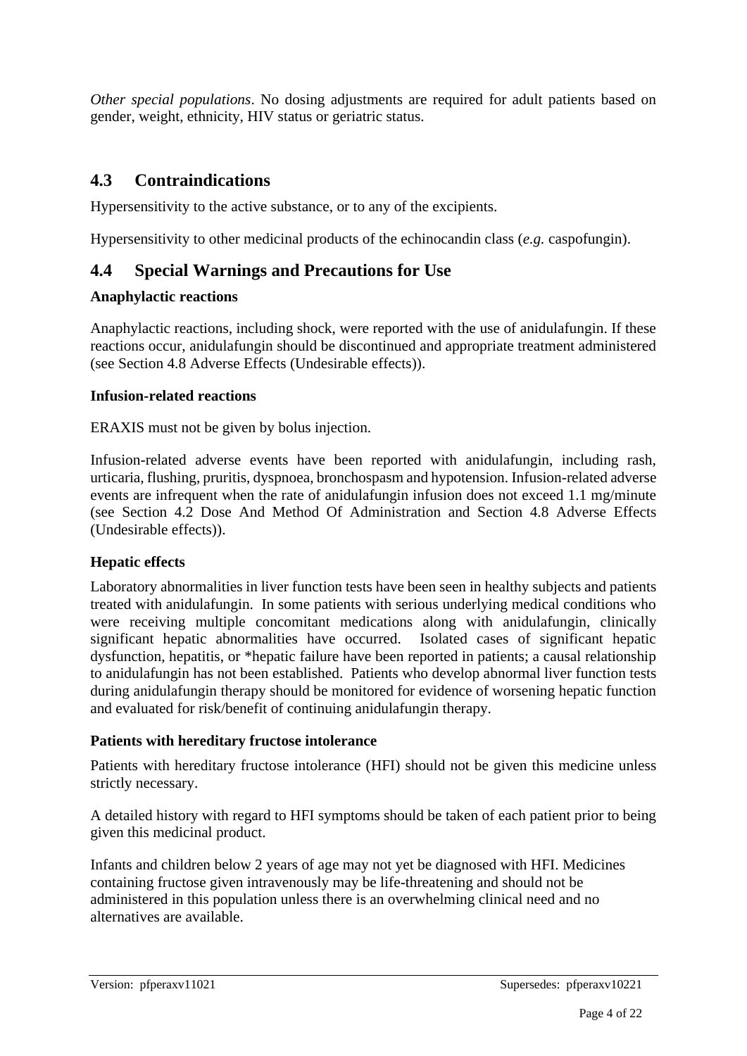*Other special populations*. No dosing adjustments are required for adult patients based on gender, weight, ethnicity, HIV status or geriatric status.

## 4.3 Contraindications

Hypersensitivity to the active substance, or to any of the excipients.

Hypersensitivity to other medicinal products of the echinocandin class (*e.g.* caspofungin).

## 4.4 Special Warnings and Precautions for Use

**Anaphylactic reactions**

Anaphylactic reactions, including shock, were reported with the use of anidulafungin. If these reactions occur, anidulafungin should be discontinued and appropriate treatment administered (see Section 4.8 Adverse Effects (Undesirable effects)).

**Infusion-related reactions**

ERAXIS must not be given by bolus injection.

Infusion-related adverse events have been reported with anidulafungin, including rash, urticaria, flushing, pruritis, dyspnoea, bronchospasm and hypotension. Infusion-related adverse events are infrequent when the rate of anidulafungin infusion does not exceed 1.1 mg/minute (see Section 4.2 Dose And Method Of Administration and Section 4.8 Adverse Effects (Undesirable effects)).

**Hepatic effects**

Laboratory abnormalities in liver function tests have been seen in healthy subjects and patients treated with anidulafungin. In some patients with serious underlying medical conditions who were receiving multiple concomitant medications along with anidulafungin, clinically significant hepatic abnormalities have occurred. Isolated cases of significant hepatic dysfunction, hepatitis, or *hepatic failure have been reported in patients; a causal relationship to anidulafungin has not been established. Patients who develop abnormal liver function tests during anidulafungin therapy should be monitored for evidence of worsening hepatic function and evaluated for risk/benefit of continuing anidulafungin therapy.

**Patients with hereditary fructose intolerance**

Patients with hereditary fructose intolerance (HFI) should not be given this medicine unless strictly necessary.

A detailed history with regard to HFI symptoms should be taken of each patient prior to being given this medicinal product.

Infants and children below 2 years of age may not yet be diagnosed with HFI. Medicines containing fructose given intravenously may be life-threatening and should not be administered in this population unless there is an overwhelming clinical need and no alternatives are available.

Version: pfperaxv11021 Supersedes: pfperaxv10221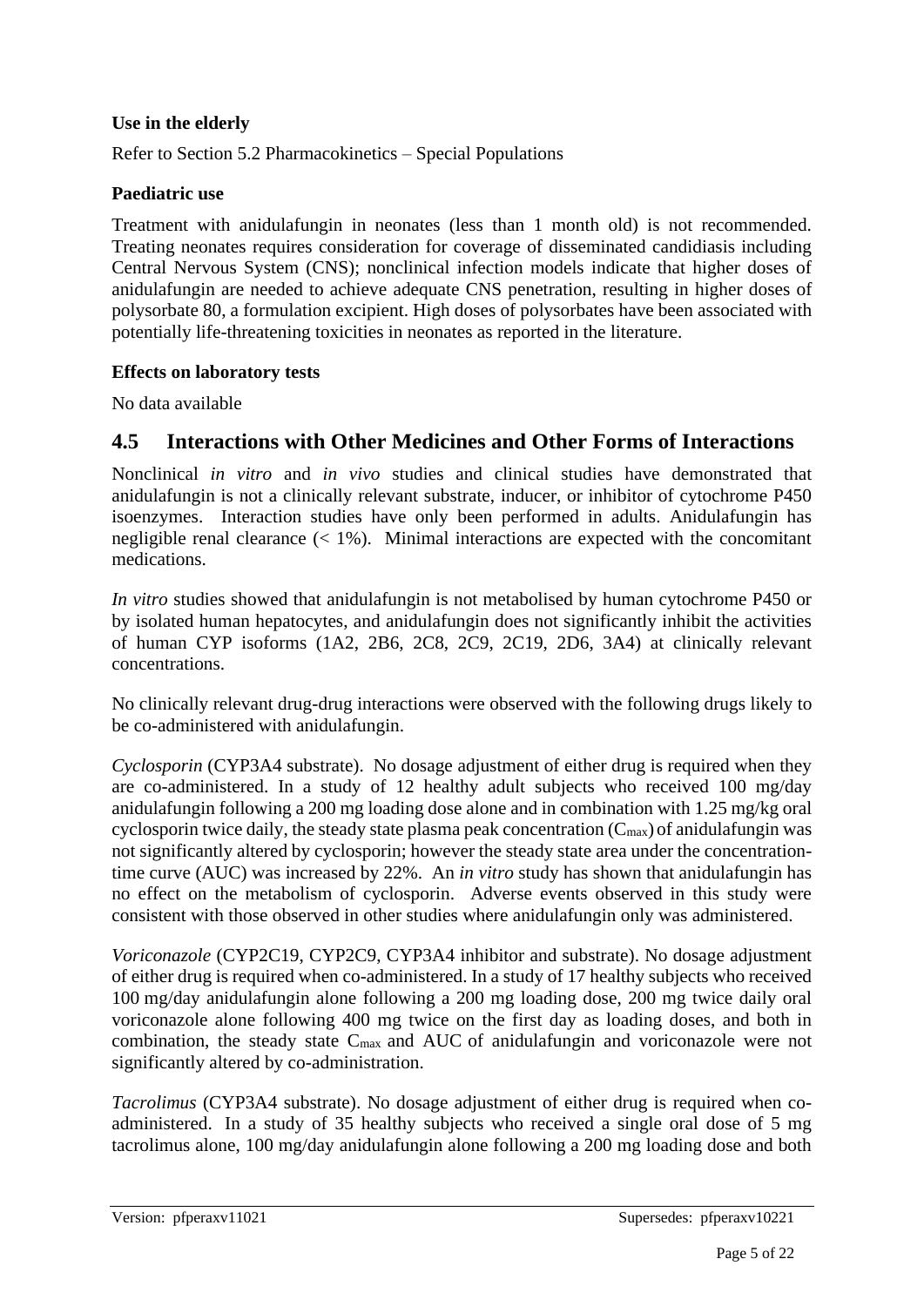### Use in the elderly

Refer to Section 5.2 Pharmacokinetics – Special Populations

### Paediatric use

Treatment with anidulafungin in neonates (less than 1 month old) is not recommended. Treating neonates requires consideration for coverage of disseminated candidiasis including Central Nervous System (CNS); nonclinical infection models indicate that higher doses of anidulafungin are needed to achieve adequate CNS penetration, resulting in higher doses of polysorbate 80, a formulation excipient. High doses of polysorbates have been associated with potentially life-threatening toxicities in neonates as reported in the literature.

### Effects on laboratory tests

No data available

## 4.5 Interactions with Other Medicines and Other Forms of Interactions

Nonclinical *in vitro* and *in vivo* studies and clinical studies have demonstrated that anidulafungin is not a clinically relevant substrate, inducer, or inhibitor of cytochrome P450 isoenzymes. Interaction studies have only been performed in adults. Anidulafungin has negligible renal clearance (< 1%). Minimal interactions are expected with the concomitant medications.

*In vitro* studies showed that anidulafungin is not metabolised by human cytochrome P450 or by isolated human hepatocytes, and anidulafungin does not significantly inhibit the activities of human CYP isoforms (1A2, 2B6, 2C8, 2C9, 2C19, 2D6, 3A4) at clinically relevant concentrations.

No clinically relevant drug-drug interactions were observed with the following drugs likely to be co-administered with anidulafungin.

*Cyclosporin* (CYP3A4 substrate). No dosage adjustment of either drug is required when they are co-administered. In a study of 12 healthy adult subjects who received 100 mg/day anidulafungin following a 200 mg loading dose alone and in combination with 1.25 mg/kg oral cyclosporin twice daily, the steady state plasma peak concentration ($C_{max}$) of anidulafungin was not significantly altered by cyclosporin; however the steady state area under the concentration-time curve (AUC) was increased by 22%. An *in vitro* study has shown that anidulafungin has no effect on the metabolism of cyclosporin. Adverse events observed in this study were consistent with those observed in other studies where anidulafungin only was administered.

*Voriconazole* (CYP2C19, CYP2C9, CYP3A4 inhibitor and substrate). No dosage adjustment of either drug is required when co-administered. In a study of 17 healthy subjects who received 100 mg/day anidulafungin alone following a 200 mg loading dose, 200 mg twice daily oral voriconazole alone following 400 mg twice on the first day as loading doses, and both in combination, the steady state $C_{max}$ and AUC of anidulafungin and voriconazole were not significantly altered by co-administration.

*Tacrolimus* (CYP3A4 substrate). No dosage adjustment of either drug is required when co-administered. In a study of 35 healthy subjects who received a single oral dose of 5 mg tacrolimus alone, 100 mg/day anidulafungin alone following a 200 mg loading dose and both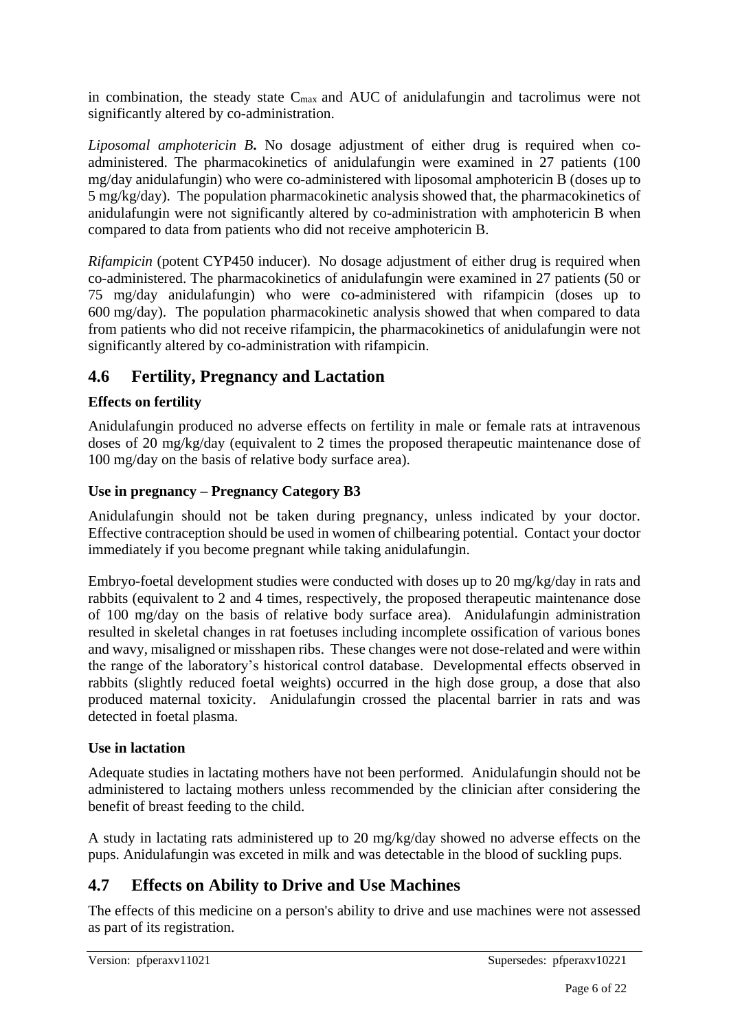in combination, the steady state $C_{max}$ and AUC of anidulafungin and tacrolimus were not significantly altered by co-administration.

*Liposomal amphotericin B.* No dosage adjustment of either drug is required when co-administered. The pharmacokinetics of anidulafungin were examined in 27 patients (100 mg/day anidulafungin) who were co-administered with liposomal amphotericin B (doses up to 5 mg/kg/day). The population pharmacokinetic analysis showed that, the pharmacokinetics of anidulafungin were not significantly altered by co-administration with amphotericin B when compared to data from patients who did not receive amphotericin B.

*Rifampicin* (potent CYP450 inducer). No dosage adjustment of either drug is required when co-administered. The pharmacokinetics of anidulafungin were examined in 27 patients (50 or 75 mg/day anidulafungin) who were co-administered with rifampicin (doses up to 600 mg/day). The population pharmacokinetic analysis showed that when compared to data from patients who did not receive rifampicin, the pharmacokinetics of anidulafungin were not significantly altered by co-administration with rifampicin.

## 4.6 Fertility, Pregnancy and Lactation

**Effects on fertility**

Anidulafungin produced no adverse effects on fertility in male or female rats at intravenous doses of 20 mg/kg/day (equivalent to 2 times the proposed therapeutic maintenance dose of 100 mg/day on the basis of relative body surface area).

**Use in pregnancy – Pregnancy Category B3**

Anidulafungin should not be taken during pregnancy, unless indicated by your doctor. Effective contraception should be used in women of chilbearing potential. Contact your doctor immediately if you become pregnant while taking anidulafungin.

Embryo-foetal development studies were conducted with doses up to 20 mg/kg/day in rats and rabbits (equivalent to 2 and 4 times, respectively, the proposed therapeutic maintenance dose of 100 mg/day on the basis of relative body surface area). Anidulafungin administration resulted in skeletal changes in rat foetuses including incomplete ossification of various bones and wavy, misaligned or misshapen ribs. These changes were not dose-related and were within the range of the laboratory's historical control database. Developmental effects observed in rabbits (slightly reduced foetal weights) occurred in the high dose group, a dose that also produced maternal toxicity. Anidulafungin crossed the placental barrier in rats and was detected in foetal plasma.

**Use in lactation**

Adequate studies in lactating mothers have not been performed. Anidulafungin should not be administered to lactaing mothers unless recommended by the clinician after considering the benefit of breast feeding to the child.

A study in lactating rats administered up to 20 mg/kg/day showed no adverse effects on the pups. Anidulafungin was exceted in milk and was detectable in the blood of suckling pups.

## 4.7 Effects on Ability to Drive and Use Machines

The effects of this medicine on a person's ability to drive and use machines were not assessed as part of its registration.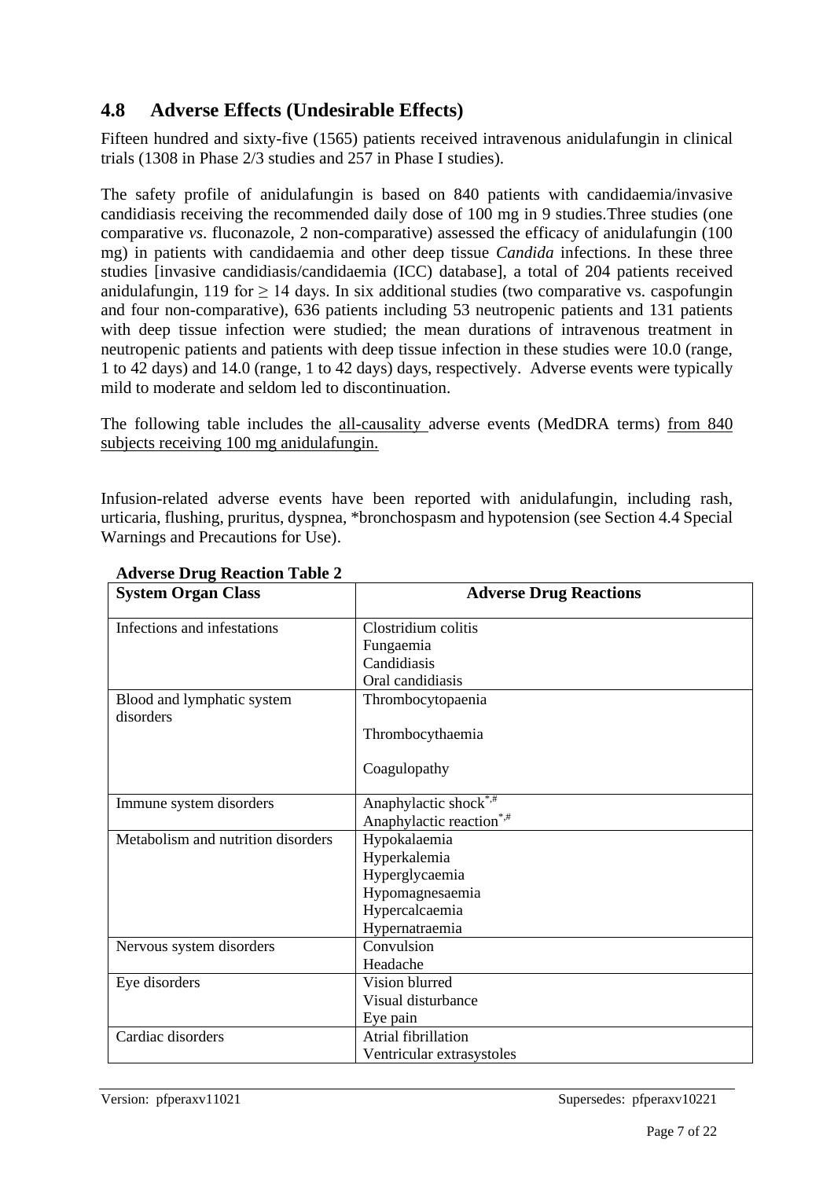## 4.8 Adverse Effects (Undesirable Effects)

Fifteen hundred and sixty-five (1565) patients received intravenous anidulafungin in clinical trials (1308 in Phase 2/3 studies and 257 in Phase I studies).

The safety profile of anidulafungin is based on 840 patients with candidaemia/invasive candidiasis receiving the recommended daily dose of 100 mg in 9 studies.Three studies (one comparative *vs*. fluconazole, 2 non-comparative) assessed the efficacy of anidulafungin (100 mg) in patients with candidaemia and other deep tissue *Candida* infections. In these three studies [invasive candidiasis/candidaemia (ICC) database], a total of 204 patients received anidulafungin, 119 for ≥ 14 days. In six additional studies (two comparative vs. caspofungin and four non-comparative), 636 patients including 53 neutropenic patients and 131 patients with deep tissue infection were studied; the mean durations of intravenous treatment in neutropenic patients and patients with deep tissue infection in these studies were 10.0 (range, 1 to 42 days) and 14.0 (range, 1 to 42 days) days, respectively. Adverse events were typically mild to moderate and seldom led to discontinuation.

The following table includes the all-causality adverse events (MedDRA terms) from 840 subjects receiving 100 mg anidulafungin.

Infusion-related adverse events have been reported with anidulafungin, including rash, urticaria, flushing, pruritus, dyspnea, *bronchospasm and hypotension (see Section 4.4 Special Warnings and Precautions for Use).

**Adverse Drug Reaction Table 2**

| System Organ Class | Adverse Drug Reactions |
|---|---|
| Infections and infestations | Clostridium colitis<br>Fungaemia<br>Candidiasis<br>Oral candidiasis |
| Blood and lymphatic system disorders | Thrombocytopaenia<br>Thrombocythaemia<br>Coagulopathy |
| Immune system disorders | Anaphylactic shock*,#<br>Anaphylactic reaction*,# |
| Metabolism and nutrition disorders | Hypokalaemia<br>Hyperkalemia<br>Hyperglycaemia<br>Hypomagnesaemia<br>Hypercalcaemia<br>Hypernatraemia |
| Nervous system disorders | Convulsion<br>Headache |
| Eye disorders | Vision blurred<br>Visual disturbance<br>Eye pain |
| Cardiac disorders | Atrial fibrillation<br>Ventricular extrasystoles |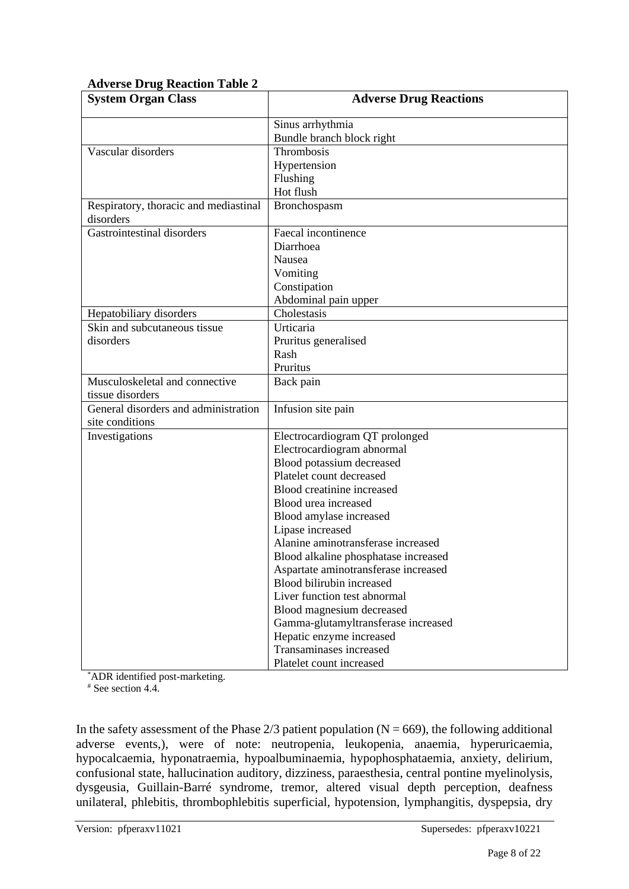**Adverse Drug Reaction Table 2**

| System Organ Class | Adverse Drug Reactions |
|---|---|
| | Sinus arrhythmia<br>Bundle branch block right |
| Vascular disorders | Thrombosis<br>Hypertension<br>Flushing<br>Hot flush |
| Respiratory, thoracic and mediastinal disorders | Bronchospasm |
| Gastrointestinal disorders | Faecal incontinence<br>Diarrhoea<br>Nausea<br>Vomiting<br>Constipation<br>Abdominal pain upper |
| Hepatobiliary disorders | Cholestasis |
| Skin and subcutaneous tissue disorders | Urticaria<br>Pruritus generalised<br>Rash<br>Pruritus |
| Musculoskeletal and connective tissue disorders | Back pain |
| General disorders and administration site conditions | Infusion site pain |
| Investigations | Electrocardiogram QT prolonged<br>Electrocardiogram abnormal<br>Blood potassium decreased<br>Platelet count decreased<br>Blood creatinine increased<br>Blood urea increased<br>Blood amylase increased<br>Lipase increased<br>Alanine aminotransferase increased<br>Blood alkaline phosphatase increased<br>Aspartate aminotransferase increased<br>Blood bilirubin increased<br>Liver function test abnormal<br>Blood magnesium decreased<br>Gamma-glutamyltransferase increased<br>Hepatic enzyme increased<br>Transaminases increased<br>Platelet count increased |

*ADR identified post-marketing.
# See section 4.4.

In the safety assessment of the Phase 2/3 patient population (N = 669), the following additional adverse events,), were of note: neutropenia, leukopenia, anaemia, hyperuricaemia, hypocalcaemia, hyponatraemia, hypoalbuminaemia, hypophosphataemia, anxiety, delirium, confusional state, hallucination auditory, dizziness, paraesthesia, central pontine myelinolysis, dysgeusia, Guillain-Barré syndrome, tremor, altered visual depth perception, deafness unilateral, phlebitis, thrombophlebitis superficial, hypotension, lymphangitis, dyspepsia, dry

Version: pfperaxv11021 Supersedes: pfperaxv10221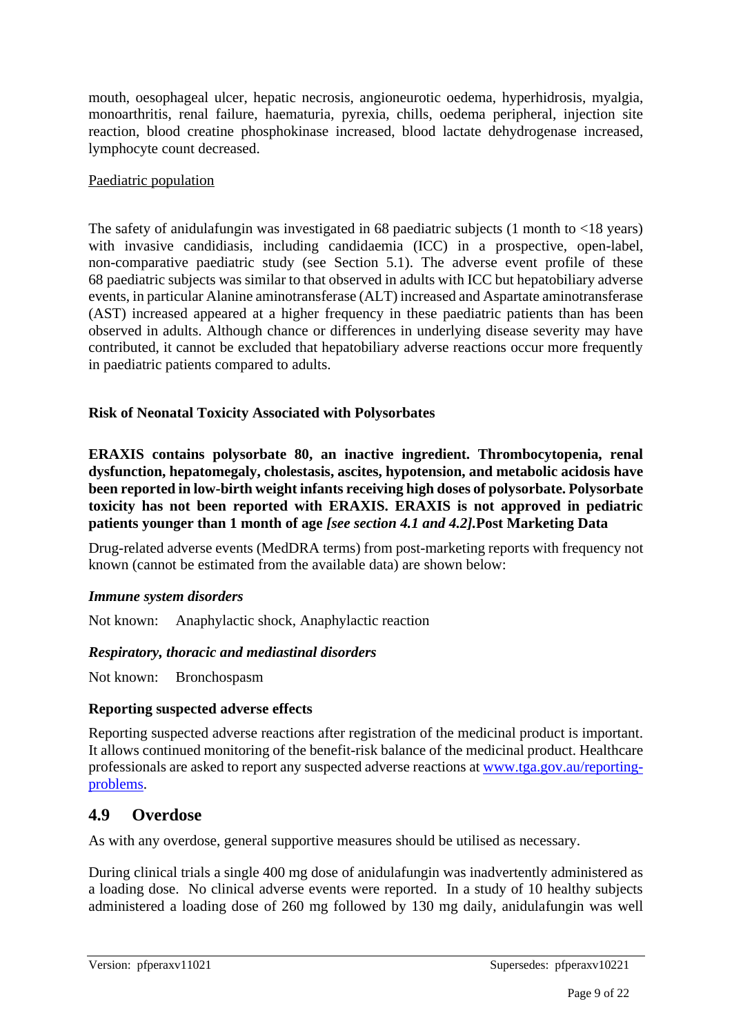mouth, oesophageal ulcer, hepatic necrosis, angioneurotic oedema, hyperhidrosis, myalgia, monoarthritis, renal failure, haematuria, pyrexia, chills, oedema peripheral, injection site reaction, blood creatine phosphokinase increased, blood lactate dehydrogenase increased, lymphocyte count decreased.

Paediatric population

The safety of anidulafungin was investigated in 68 paediatric subjects (1 month to <18 years) with invasive candidiasis, including candidaemia (ICC) in a prospective, open-label, non-comparative paediatric study (see Section 5.1). The adverse event profile of these 68 paediatric subjects was similar to that observed in adults with ICC but hepatobiliary adverse events, in particular Alanine aminotransferase (ALT) increased and Aspartate aminotransferase (AST) increased appeared at a higher frequency in these paediatric patients than has been observed in adults. Although chance or differences in underlying disease severity may have contributed, it cannot be excluded that hepatobiliary adverse reactions occur more frequently in paediatric patients compared to adults.

**Risk of Neonatal Toxicity Associated with Polysorbates**

**ERAXIS contains polysorbate 80, an inactive ingredient. Thrombocytopenia, renal dysfunction, hepatomegaly, cholestasis, ascites, hypotension, and metabolic acidosis have been reported in low-birth weight infants receiving high doses of polysorbate. Polysorbate toxicity has not been reported with ERAXIS. ERAXIS is not approved in pediatric patients younger than 1 month of age *[see section 4.1 and 4.2]*.**

**Post Marketing Data**

Drug-related adverse events (MedDRA terms) from post-marketing reports with frequency not known (cannot be estimated from the available data) are shown below:

***Immune system disorders***

Not known: Anaphylactic shock, Anaphylactic reaction

***Respiratory, thoracic and mediastinal disorders***

Not known: Bronchospasm

**Reporting suspected adverse effects**

Reporting suspected adverse reactions after registration of the medicinal product is important. It allows continued monitoring of the benefit-risk balance of the medicinal product. Healthcare professionals are asked to report any suspected adverse reactions at www.tga.gov.au/reporting-problems.

## 4.9 Overdose

As with any overdose, general supportive measures should be utilised as necessary.

During clinical trials a single 400 mg dose of anidulafungin was inadvertently administered as a loading dose. No clinical adverse events were reported. In a study of 10 healthy subjects administered a loading dose of 260 mg followed by 130 mg daily, anidulafungin was well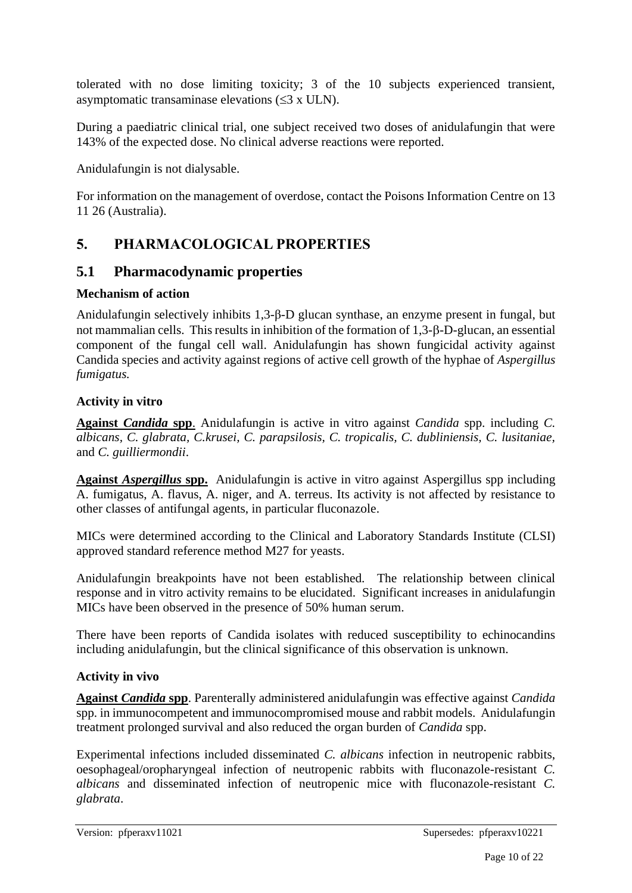tolerated with no dose limiting toxicity; 3 of the 10 subjects experienced transient, asymptomatic transaminase elevations (≤3 x ULN).

During a paediatric clinical trial, one subject received two doses of anidulafungin that were 143% of the expected dose. No clinical adverse reactions were reported.

Anidulafungin is not dialysable.

For information on the management of overdose, contact the Poisons Information Centre on 13 11 26 (Australia).

# 5. PHARMACOLOGICAL PROPERTIES

## 5.1 Pharmacodynamic properties

**Mechanism of action**

Anidulafungin selectively inhibits 1,3-β-D glucan synthase, an enzyme present in fungal, but not mammalian cells. This results in inhibition of the formation of 1,3-β-D-glucan, an essential component of the fungal cell wall. Anidulafungin has shown fungicidal activity against Candida species and activity against regions of active cell growth of the hyphae of *Aspergillus fumigatus.*

**Activity in vitro**

**Against *Candida* spp**. Anidulafungin is active in vitro against *Candida* spp. including *C. albicans, C. glabrata, C.krusei, C. parapsilosis, C. tropicalis, C. dubliniensis, C. lusitaniae*, and *C. guilliermondii*.

**Against *Aspergillus* spp.** Anidulafungin is active in vitro against Aspergillus spp including A. fumigatus, A. flavus, A. niger, and A. terreus. Its activity is not affected by resistance to other classes of antifungal agents, in particular fluconazole.

MICs were determined according to the Clinical and Laboratory Standards Institute (CLSI) approved standard reference method M27 for yeasts.

Anidulafungin breakpoints have not been established. The relationship between clinical response and in vitro activity remains to be elucidated. Significant increases in anidulafungin MICs have been observed in the presence of 50% human serum.

There have been reports of Candida isolates with reduced susceptibility to echinocandins including anidulafungin, but the clinical significance of this observation is unknown.

**Activity in vivo**

**Against *Candida* spp**. Parenterally administered anidulafungin was effective against *Candida* spp. in immunocompetent and immunocompromised mouse and rabbit models. Anidulafungin treatment prolonged survival and also reduced the organ burden of *Candida* spp.

Experimental infections included disseminated *C. albicans* infection in neutropenic rabbits, oesophageal/oropharyngeal infection of neutropenic rabbits with fluconazole-resistant *C. albicans* and disseminated infection of neutropenic mice with fluconazole-resistant *C. glabrata*.

Version: pfperaxv11021 Supersedes: pfperaxv10221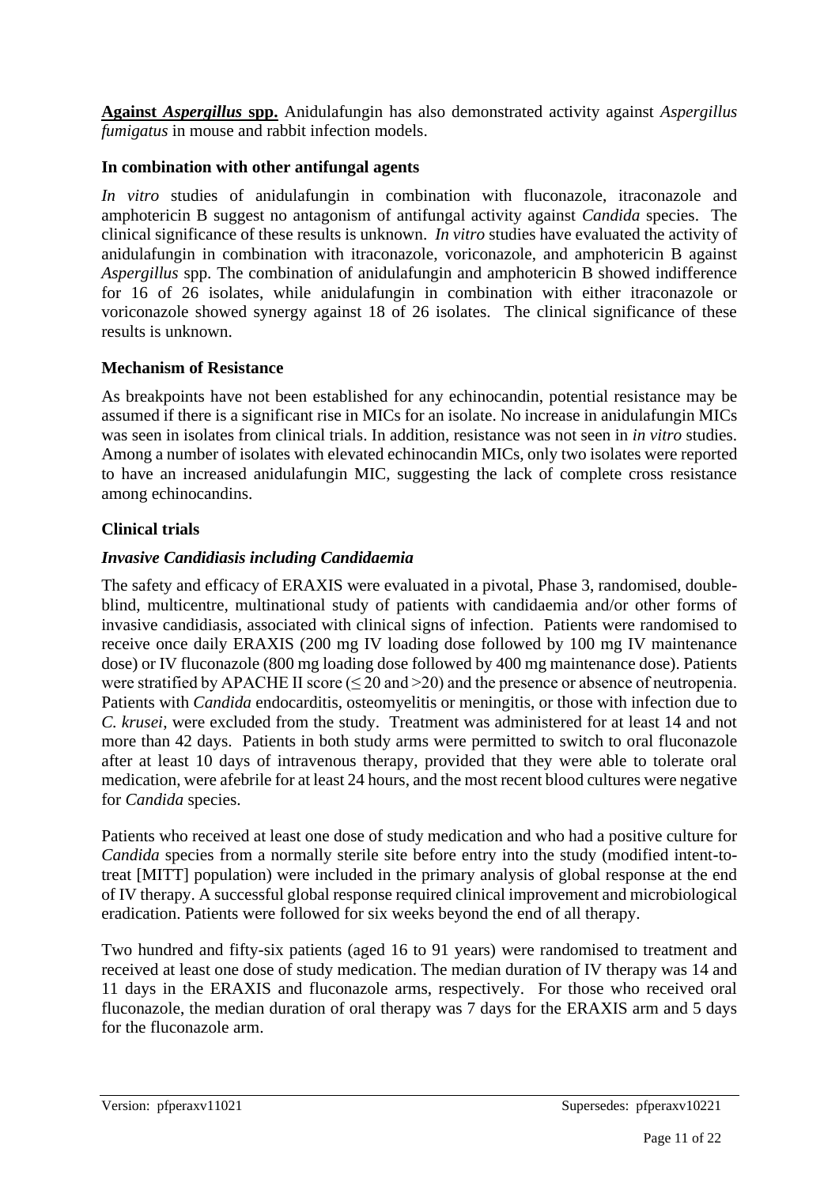**Against *Aspergillus* spp.** Anidulafungin has also demonstrated activity against *Aspergillus fumigatus* in mouse and rabbit infection models.

### In combination with other antifungal agents

*In vitro* studies of anidulafungin in combination with fluconazole, itraconazole and amphotericin B suggest no antagonism of antifungal activity against *Candida* species. The clinical significance of these results is unknown. *In vitro* studies have evaluated the activity of anidulafungin in combination with itraconazole, voriconazole, and amphotericin B against *Aspergillus* spp. The combination of anidulafungin and amphotericin B showed indifference for 16 of 26 isolates, while anidulafungin in combination with either itraconazole or voriconazole showed synergy against 18 of 26 isolates. The clinical significance of these results is unknown.

### Mechanism of Resistance

As breakpoints have not been established for any echinocandin, potential resistance may be assumed if there is a significant rise in MICs for an isolate. No increase in anidulafungin MICs was seen in isolates from clinical trials. In addition, resistance was not seen in *in vitro* studies. Among a number of isolates with elevated echinocandin MICs, only two isolates were reported to have an increased anidulafungin MIC, suggesting the lack of complete cross resistance among echinocandins.

### Clinical trials

#### *Invasive Candidiasis including Candidaemia*

The safety and efficacy of ERAXIS were evaluated in a pivotal, Phase 3, randomised, double-blind, multicentre, multinational study of patients with candidaemia and/or other forms of invasive candidiasis, associated with clinical signs of infection. Patients were randomised to receive once daily ERAXIS (200 mg IV loading dose followed by 100 mg IV maintenance dose) or IV fluconazole (800 mg loading dose followed by 400 mg maintenance dose). Patients were stratified by APACHE II score (≤ 20 and >20) and the presence or absence of neutropenia. Patients with *Candida* endocarditis, osteomyelitis or meningitis, or those with infection due to *C. krusei*, were excluded from the study. Treatment was administered for at least 14 and not more than 42 days. Patients in both study arms were permitted to switch to oral fluconazole after at least 10 days of intravenous therapy, provided that they were able to tolerate oral medication, were afebrile for at least 24 hours, and the most recent blood cultures were negative for *Candida* species.

Patients who received at least one dose of study medication and who had a positive culture for *Candida* species from a normally sterile site before entry into the study (modified intent-to-treat [MITT] population) were included in the primary analysis of global response at the end of IV therapy. A successful global response required clinical improvement and microbiological eradication. Patients were followed for six weeks beyond the end of all therapy.

Two hundred and fifty-six patients (aged 16 to 91 years) were randomised to treatment and received at least one dose of study medication. The median duration of IV therapy was 14 and 11 days in the ERAXIS and fluconazole arms, respectively. For those who received oral fluconazole, the median duration of oral therapy was 7 days for the ERAXIS arm and 5 days for the fluconazole arm.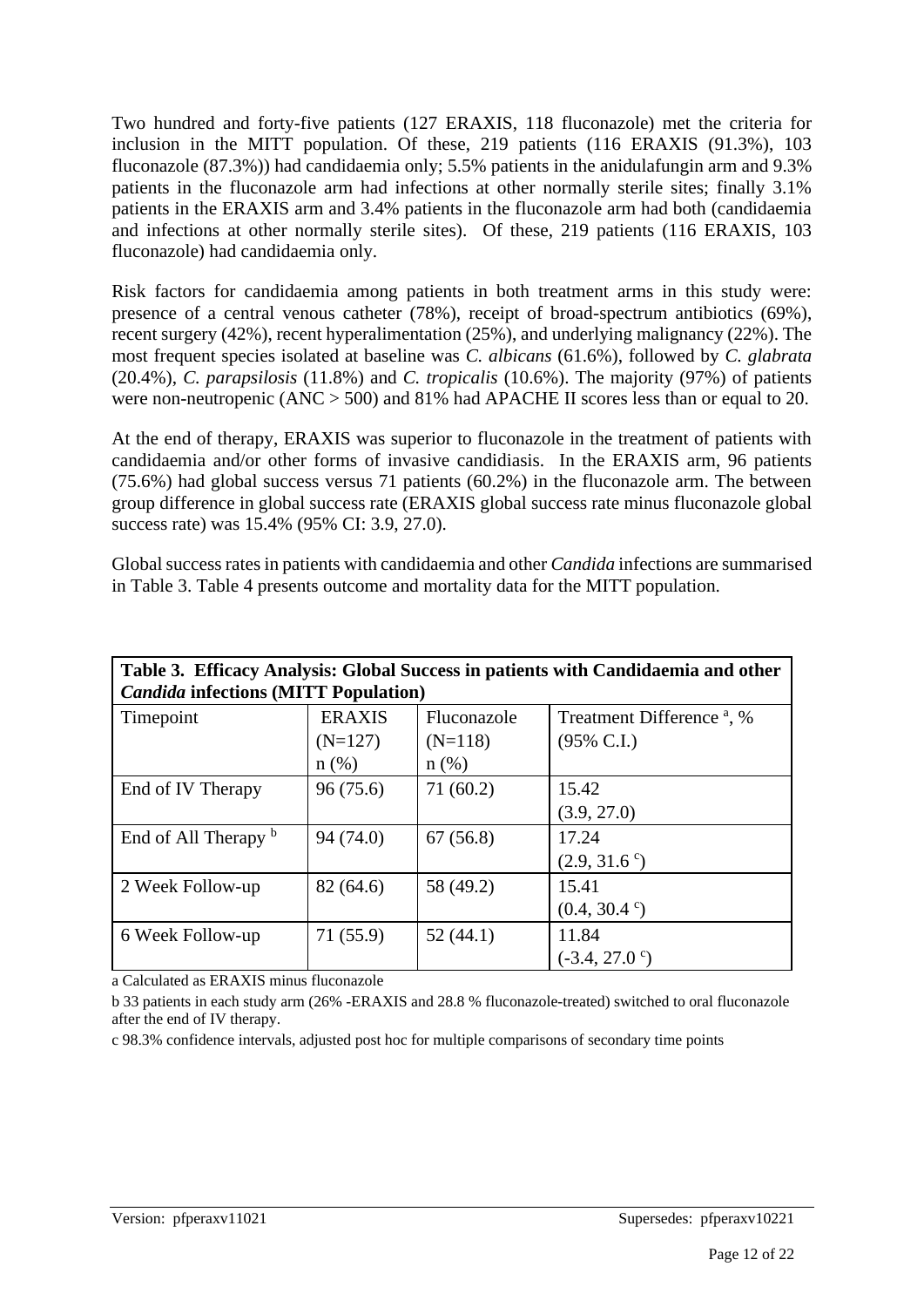Two hundred and forty-five patients (127 ERAXIS, 118 fluconazole) met the criteria for inclusion in the MITT population. Of these, 219 patients (116 ERAXIS (91.3%), 103 fluconazole (87.3%)) had candidaemia only; 5.5% patients in the anidulafungin arm and 9.3% patients in the fluconazole arm had infections at other normally sterile sites; finally 3.1% patients in the ERAXIS arm and 3.4% patients in the fluconazole arm had both (candidaemia and infections at other normally sterile sites). Of these, 219 patients (116 ERAXIS, 103 fluconazole) had candidaemia only.

Risk factors for candidaemia among patients in both treatment arms in this study were: presence of a central venous catheter (78%), receipt of broad-spectrum antibiotics (69%), recent surgery (42%), recent hyperalimentation (25%), and underlying malignancy (22%). The most frequent species isolated at baseline was *C. albicans* (61.6%), followed by *C. glabrata* (20.4%), *C. parapsilosis* (11.8%) and *C. tropicalis* (10.6%). The majority (97%) of patients were non-neutropenic (ANC > 500) and 81% had APACHE II scores less than or equal to 20.

At the end of therapy, ERAXIS was superior to fluconazole in the treatment of patients with candidaemia and/or other forms of invasive candidiasis. In the ERAXIS arm, 96 patients (75.6%) had global success versus 71 patients (60.2%) in the fluconazole arm. The between group difference in global success rate (ERAXIS global success rate minus fluconazole global success rate) was 15.4% (95% CI: 3.9, 27.0).

Global success rates in patients with candidaemia and other *Candida* infections are summarised in Table 3. Table 4 presents outcome and mortality data for the MITT population.

**Table 3. Efficacy Analysis: Global Success in patients with Candidaemia and other *Candida* infections (MITT Population)**

| Timepoint | ERAXIS (N=127) n (%) | Fluconazole (N=118) n (%) | Treatment Difference [a], % (95% C.I.) |
|---|---|---|---|
| End of IV Therapy | 96 (75.6) | 71 (60.2) | 15.42 (3.9, 27.0) |
| End of All Therapy [b] | 94 (74.0) | 67 (56.8) | 17.24 (2.9, 31.6 [c]) |
| 2 Week Follow-up | 82 (64.6) | 58 (49.2) | 15.41 (0.4, 30.4 [c]) |
| 6 Week Follow-up | 71 (55.9) | 52 (44.1) | 11.84 (-3.4, 27.0 [c]) |

a Calculated as ERAXIS minus fluconazole

b 33 patients in each study arm (26% -ERAXIS and 28.8 % fluconazole-treated) switched to oral fluconazole after the end of IV therapy.

c 98.3% confidence intervals, adjusted post hoc for multiple comparisons of secondary time points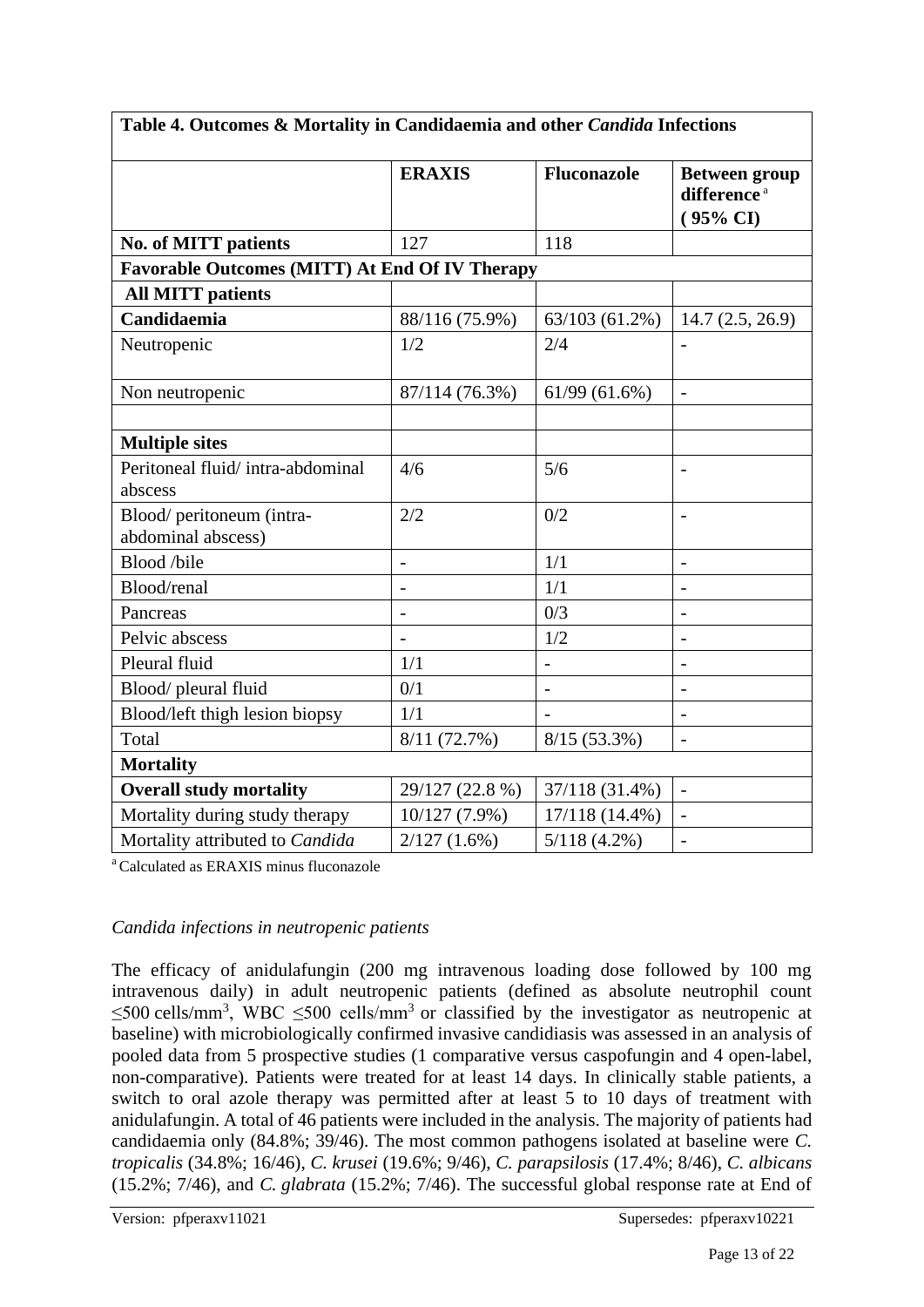| Table 4. Outcomes & Mortality in Candidaemia and other *Candida* Infections | | | |
|---|---|---|---|
| | **ERAXIS** | **Fluconazole** | **Between group difference** [a] **( 95% CI)** |
| **No. of MITT patients** | 127 | 118 | |
| **Favorable Outcomes (MITT) At End Of IV Therapy** | | | |
| **All MITT patients** | | | |
| **Candidaemia** | 88/116 (75.9%) | 63/103 (61.2%) | 14.7 (2.5, 26.9) |
| Neutropenic | 1/2 | 2/4 | - |
| Non neutropenic | 87/114 (76.3%) | 61/99 (61.6%) | - |
| | | | |
| **Multiple sites** | | | |
| Peritoneal fluid/ intra-abdominal abscess | 4/6 | 5/6 | - |
| Blood/ peritoneum (intra-abdominal abscess) | 2/2 | 0/2 | - |
| Blood /bile | - | 1/1 | - |
| Blood/renal | - | 1/1 | - |
| Pancreas | - | 0/3 | - |
| Pelvic abscess | - | 1/2 | - |
| Pleural fluid | 1/1 | - | - |
| Blood/ pleural fluid | 0/1 | - | - |
| Blood/left thigh lesion biopsy | 1/1 | - | - |
| Total | 8/11 (72.7%) | 8/15 (53.3%) | - |
| **Mortality** | | | |
| **Overall study mortality** | 29/127 (22.8 %) | 37/118 (31.4%) | - |
| Mortality during study therapy | 10/127 (7.9%) | 17/118 (14.4%) | - |
| Mortality attributed to *Candida* | 2/127 (1.6%) | 5/118 (4.2%) | - |

[a] Calculated as ERAXIS minus fluconazole

*Candida infections in neutropenic patients*

The efficacy of anidulafungin (200 mg intravenous loading dose followed by 100 mg intravenous daily) in adult neutropenic patients (defined as absolute neutrophil count ≤500 cells/mm$^3$, WBC ≤500 cells/mm$^3$ or classified by the investigator as neutropenic at baseline) with microbiologically confirmed invasive candidiasis was assessed in an analysis of pooled data from 5 prospective studies (1 comparative versus caspofungin and 4 open-label, non-comparative). Patients were treated for at least 14 days. In clinically stable patients, a switch to oral azole therapy was permitted after at least 5 to 10 days of treatment with anidulafungin. A total of 46 patients were included in the analysis. The majority of patients had candidaemia only (84.8%; 39/46). The most common pathogens isolated at baseline were *C. tropicalis* (34.8%; 16/46), *C. krusei* (19.6%; 9/46), *C. parapsilosis* (17.4%; 8/46), *C. albicans* (15.2%; 7/46), and *C. glabrata* (15.2%; 7/46). The successful global response rate at End of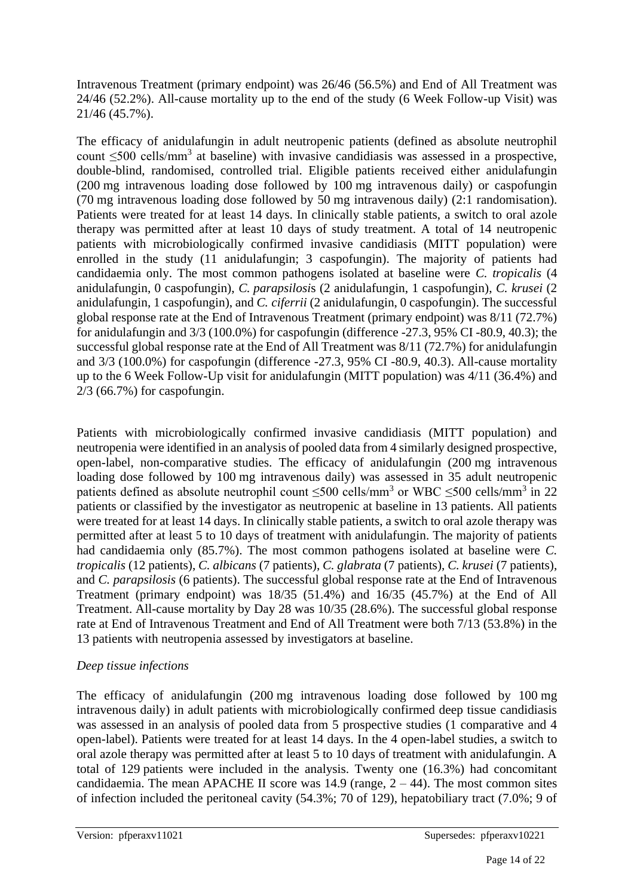Intravenous Treatment (primary endpoint) was 26/46 (56.5%) and End of All Treatment was 24/46 (52.2%). All-cause mortality up to the end of the study (6 Week Follow-up Visit) was 21/46 (45.7%).

The efficacy of anidulafungin in adult neutropenic patients (defined as absolute neutrophil count ≤500 cells/mm$^3$ at baseline) with invasive candidiasis was assessed in a prospective, double-blind, randomised, controlled trial. Eligible patients received either anidulafungin (200 mg intravenous loading dose followed by 100 mg intravenous daily) or caspofungin (70 mg intravenous loading dose followed by 50 mg intravenous daily) (2:1 randomisation). Patients were treated for at least 14 days. In clinically stable patients, a switch to oral azole therapy was permitted after at least 10 days of study treatment. A total of 14 neutropenic patients with microbiologically confirmed invasive candidiasis (MITT population) were enrolled in the study (11 anidulafungin; 3 caspofungin). The majority of patients had candidaemia only. The most common pathogens isolated at baseline were *C. tropicalis* (4 anidulafungin, 0 caspofungin), *C. parapsilosis* (2 anidulafungin, 1 caspofungin), *C. krusei* (2 anidulafungin, 1 caspofungin), and *C. ciferrii* (2 anidulafungin, 0 caspofungin). The successful global response rate at the End of Intravenous Treatment (primary endpoint) was 8/11 (72.7%) for anidulafungin and 3/3 (100.0%) for caspofungin (difference -27.3, 95% CI -80.9, 40.3); the successful global response rate at the End of All Treatment was 8/11 (72.7%) for anidulafungin and 3/3 (100.0%) for caspofungin (difference -27.3, 95% CI -80.9, 40.3). All-cause mortality up to the 6 Week Follow-Up visit for anidulafungin (MITT population) was 4/11 (36.4%) and 2/3 (66.7%) for caspofungin.

Patients with microbiologically confirmed invasive candidiasis (MITT population) and neutropenia were identified in an analysis of pooled data from 4 similarly designed prospective, open-label, non-comparative studies. The efficacy of anidulafungin (200 mg intravenous loading dose followed by 100 mg intravenous daily) was assessed in 35 adult neutropenic patients defined as absolute neutrophil count ≤500 cells/mm$^3$ or WBC ≤500 cells/mm$^3$ in 22 patients or classified by the investigator as neutropenic at baseline in 13 patients. All patients were treated for at least 14 days. In clinically stable patients, a switch to oral azole therapy was permitted after at least 5 to 10 days of treatment with anidulafungin. The majority of patients had candidaemia only (85.7%). The most common pathogens isolated at baseline were *C. tropicalis* (12 patients), *C. albicans* (7 patients), *C. glabrata* (7 patients), *C. krusei* (7 patients), and *C. parapsilosis* (6 patients). The successful global response rate at the End of Intravenous Treatment (primary endpoint) was 18/35 (51.4%) and 16/35 (45.7%) at the End of All Treatment. All-cause mortality by Day 28 was 10/35 (28.6%). The successful global response rate at End of Intravenous Treatment and End of All Treatment were both 7/13 (53.8%) in the 13 patients with neutropenia assessed by investigators at baseline.

*Deep tissue infections*

The efficacy of anidulafungin (200 mg intravenous loading dose followed by 100 mg intravenous daily) in adult patients with microbiologically confirmed deep tissue candidiasis was assessed in an analysis of pooled data from 5 prospective studies (1 comparative and 4 open-label). Patients were treated for at least 14 days. In the 4 open-label studies, a switch to oral azole therapy was permitted after at least 5 to 10 days of treatment with anidulafungin. A total of 129 patients were included in the analysis. Twenty one (16.3%) had concomitant candidaemia. The mean APACHE II score was 14.9 (range, 2 – 44). The most common sites of infection included the peritoneal cavity (54.3%; 70 of 129), hepatobiliary tract (7.0%; 9 of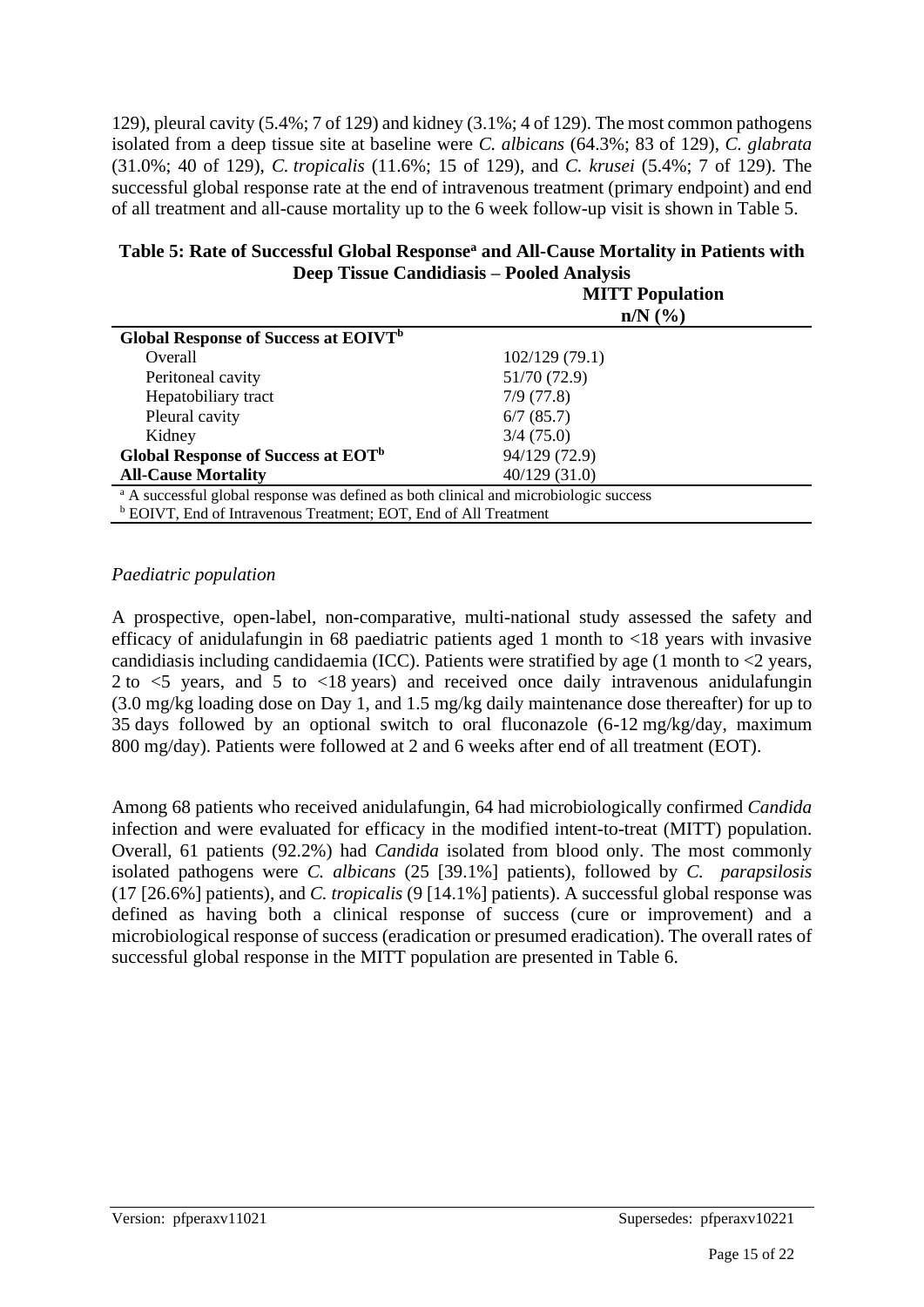129), pleural cavity (5.4%; 7 of 129) and kidney (3.1%; 4 of 129). The most common pathogens isolated from a deep tissue site at baseline were *C. albicans* (64.3%; 83 of 129), *C. glabrata* (31.0%; 40 of 129), *C. tropicalis* (11.6%; 15 of 129), and *C. krusei* (5.4%; 7 of 129). The successful global response rate at the end of intravenous treatment (primary endpoint) and end of all treatment and all-cause mortality up to the 6 week follow-up visit is shown in Table 5.

**Table 5: Rate of Successful Global Response[a] and All-Cause Mortality in Patients with Deep Tissue Candidiasis – Pooled Analysis**

| | **MITT Population n/N (%)** |
|---|---|
| **Global Response of Success at EOIVT[b]** | |
| Overall | 102/129 (79.1) |
| Peritoneal cavity | 51/70 (72.9) |
| Hepatobiliary tract | 7/9 (77.8) |
| Pleural cavity | 6/7 (85.7) |
| Kidney | 3/4 (75.0) |
| **Global Response of Success at EOT[b]** | 94/129 (72.9) |
| **All-Cause Mortality** | 40/129 (31.0) |

[a] A successful global response was defined as both clinical and microbiologic success
[b] EOIVT, End of Intravenous Treatment; EOT, End of All Treatment

*Paediatric population*

A prospective, open-label, non-comparative, multi-national study assessed the safety and efficacy of anidulafungin in 68 paediatric patients aged 1 month to <18 years with invasive candidiasis including candidaemia (ICC). Patients were stratified by age (1 month to <2 years, 2 to <5 years, and 5 to <18 years) and received once daily intravenous anidulafungin (3.0 mg/kg loading dose on Day 1, and 1.5 mg/kg daily maintenance dose thereafter) for up to 35 days followed by an optional switch to oral fluconazole (6-12 mg/kg/day, maximum 800 mg/day). Patients were followed at 2 and 6 weeks after end of all treatment (EOT).

Among 68 patients who received anidulafungin, 64 had microbiologically confirmed *Candida* infection and were evaluated for efficacy in the modified intent-to-treat (MITT) population. Overall, 61 patients (92.2%) had *Candida* isolated from blood only. The most commonly isolated pathogens were *C. albicans* (25 [39.1%] patients), followed by *C. parapsilosis* (17 [26.6%] patients), and *C. tropicalis* (9 [14.1%] patients). A successful global response was defined as having both a clinical response of success (cure or improvement) and a microbiological response of success (eradication or presumed eradication). The overall rates of successful global response in the MITT population are presented in Table 6.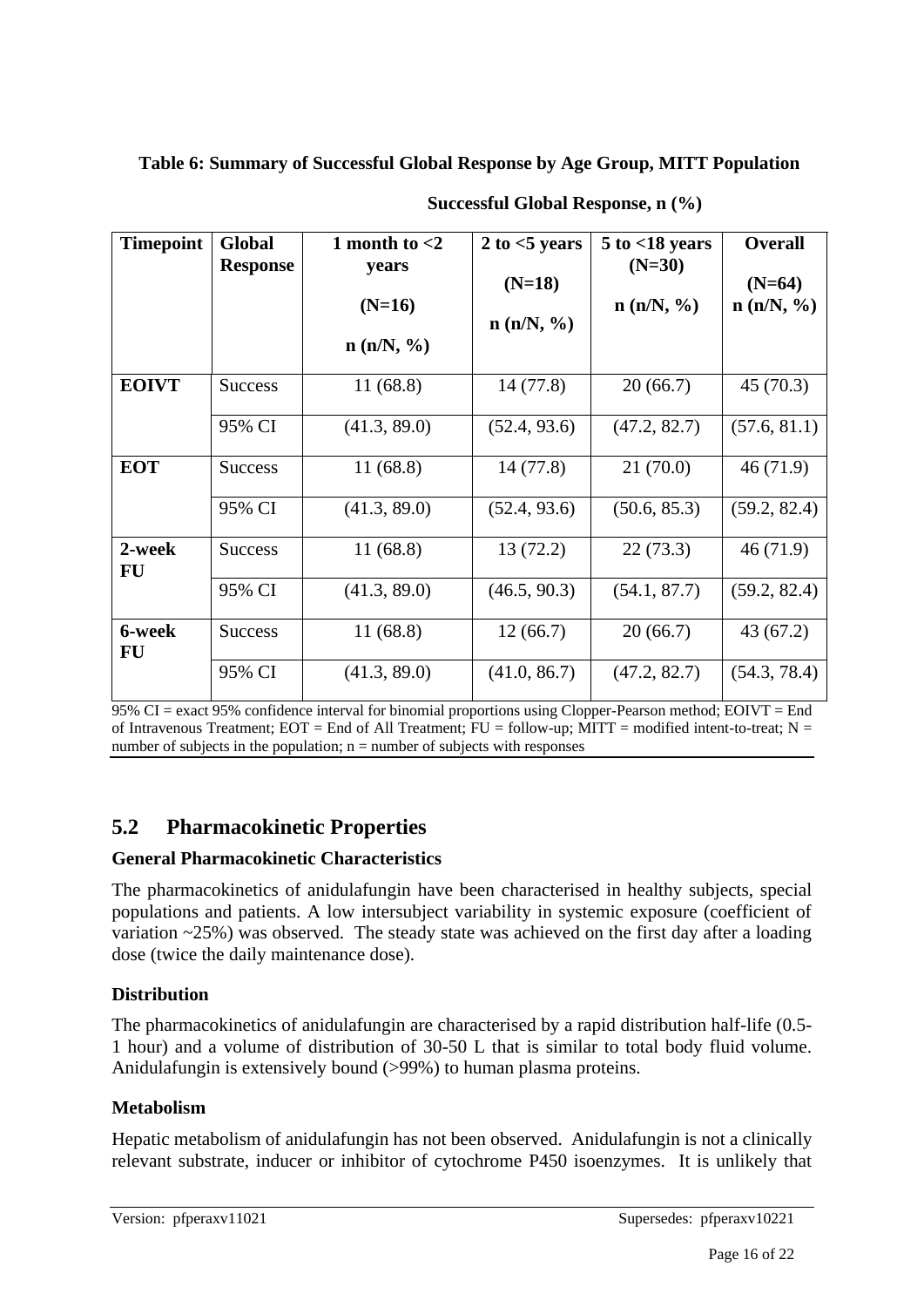**Table 6: Summary of Successful Global Response by Age Group, MITT Population**

| | | Successful Global Response, n (%) | | | |
|---|---|---|---|---|---|
| **Timepoint** | **Global Response** | **1 month to <2 years (N=16) n (n/N, %)** | **2 to <5 years (N=18) n (n/N, %)** | **5 to <18 years (N=30) n (n/N, %)** | **Overall (N=64) n (n/N, %)** |
| **EOIVT** | Success | 11 (68.8) | 14 (77.8) | 20 (66.7) | 45 (70.3) |
| | 95% CI | (41.3, 89.0) | (52.4, 93.6) | (47.2, 82.7) | (57.6, 81.1) |
| **EOT** | Success | 11 (68.8) | 14 (77.8) | 21 (70.0) | 46 (71.9) |
| | 95% CI | (41.3, 89.0) | (52.4, 93.6) | (50.6, 85.3) | (59.2, 82.4) |
| **2-week FU** | Success | 11 (68.8) | 13 (72.2) | 22 (73.3) | 46 (71.9) |
| | 95% CI | (41.3, 89.0) | (46.5, 90.3) | (54.1, 87.7) | (59.2, 82.4) |
| **6-week FU** | Success | 11 (68.8) | 12 (66.7) | 20 (66.7) | 43 (67.2) |
| | 95% CI | (41.3, 89.0) | (41.0, 86.7) | (47.2, 82.7) | (54.3, 78.4) |

95% CI = exact 95% confidence interval for binomial proportions using Clopper-Pearson method; EOIVT = End of Intravenous Treatment; EOT = End of All Treatment; FU = follow-up; MITT = modified intent-to-treat; N = number of subjects in the population; n = number of subjects with responses

## 5.2 Pharmacokinetic Properties

### General Pharmacokinetic Characteristics

The pharmacokinetics of anidulafungin have been characterised in healthy subjects, special populations and patients. A low intersubject variability in systemic exposure (coefficient of variation ~25%) was observed. The steady state was achieved on the first day after a loading dose (twice the daily maintenance dose).

### Distribution

The pharmacokinetics of anidulafungin are characterised by a rapid distribution half-life (0.5-1 hour) and a volume of distribution of 30-50 L that is similar to total body fluid volume. Anidulafungin is extensively bound (>99%) to human plasma proteins.

### Metabolism

Hepatic metabolism of anidulafungin has not been observed. Anidulafungin is not a clinically relevant substrate, inducer or inhibitor of cytochrome P450 isoenzymes. It is unlikely that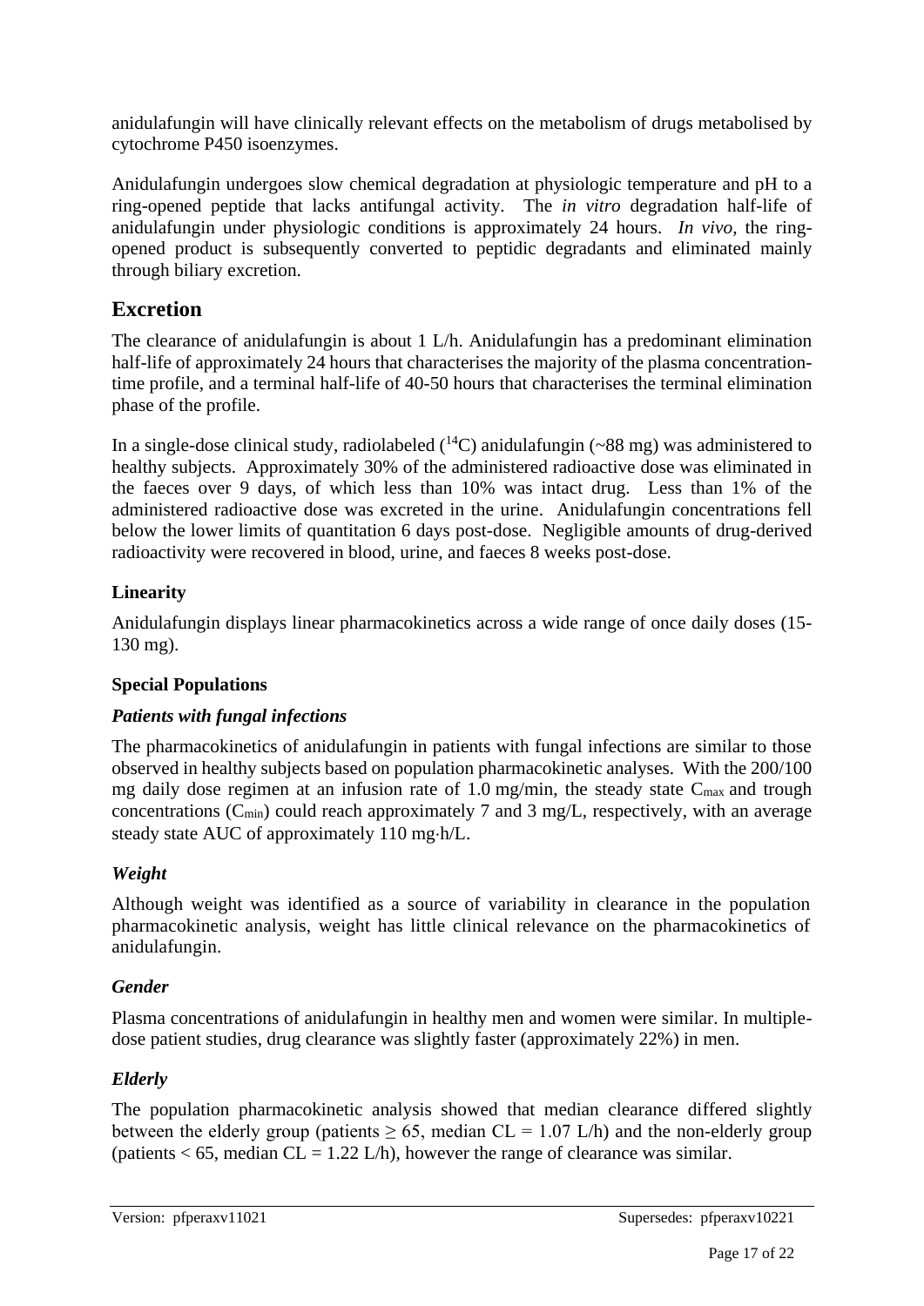anidulafungin will have clinically relevant effects on the metabolism of drugs metabolised by cytochrome P450 isoenzymes.

Anidulafungin undergoes slow chemical degradation at physiologic temperature and pH to a ring-opened peptide that lacks antifungal activity. The *in vitro* degradation half-life of anidulafungin under physiologic conditions is approximately 24 hours. *In vivo*, the ring-opened product is subsequently converted to peptidic degradants and eliminated mainly through biliary excretion.

## Excretion

The clearance of anidulafungin is about 1 L/h. Anidulafungin has a predominant elimination half-life of approximately 24 hours that characterises the majority of the plasma concentration-time profile, and a terminal half-life of 40-50 hours that characterises the terminal elimination phase of the profile.

In a single-dose clinical study, radiolabeled ($^{14}C$) anidulafungin (~88 mg) was administered to healthy subjects. Approximately 30% of the administered radioactive dose was eliminated in the faeces over 9 days, of which less than 10% was intact drug. Less than 1% of the administered radioactive dose was excreted in the urine. Anidulafungin concentrations fell below the lower limits of quantitation 6 days post-dose. Negligible amounts of drug-derived radioactivity were recovered in blood, urine, and faeces 8 weeks post-dose.

### Linearity

Anidulafungin displays linear pharmacokinetics across a wide range of once daily doses (15-130 mg).

### Special Populations

#### *Patients with fungal infections*

The pharmacokinetics of anidulafungin in patients with fungal infections are similar to those observed in healthy subjects based on population pharmacokinetic analyses. With the 200/100 mg daily dose regimen at an infusion rate of 1.0 mg/min, the steady state $C_{max}$ and trough concentrations ($C_{min}$) could reach approximately 7 and 3 mg/L, respectively, with an average steady state AUC of approximately 110 mg·h/L.

#### *Weight*

Although weight was identified as a source of variability in clearance in the population pharmacokinetic analysis, weight has little clinical relevance on the pharmacokinetics of anidulafungin.

#### *Gender*

Plasma concentrations of anidulafungin in healthy men and women were similar. In multiple-dose patient studies, drug clearance was slightly faster (approximately 22%) in men.

#### *Elderly*

The population pharmacokinetic analysis showed that median clearance differed slightly between the elderly group (patients $\geq 65$, median $CL = 1.07$ L/h) and the non-elderly group (patients $< 65$, median $CL = 1.22$ L/h), however the range of clearance was similar.

Version: pfperaxv11021 Supersedes: pfperaxv10221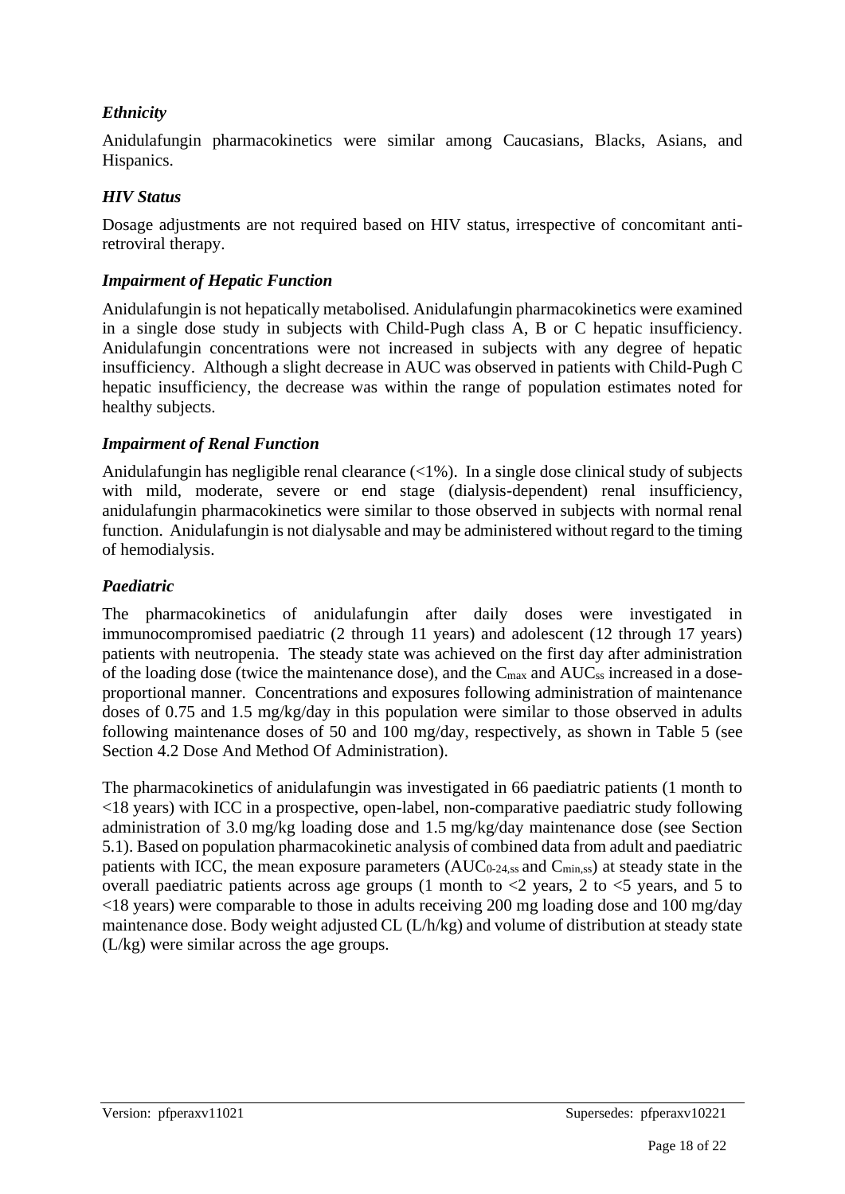### *Ethnicity*

Anidulafungin pharmacokinetics were similar among Caucasians, Blacks, Asians, and Hispanics.

### *HIV Status*

Dosage adjustments are not required based on HIV status, irrespective of concomitant anti-retroviral therapy.

### *Impairment of Hepatic Function*

Anidulafungin is not hepatically metabolised. Anidulafungin pharmacokinetics were examined in a single dose study in subjects with Child-Pugh class A, B or C hepatic insufficiency. Anidulafungin concentrations were not increased in subjects with any degree of hepatic insufficiency. Although a slight decrease in AUC was observed in patients with Child-Pugh C hepatic insufficiency, the decrease was within the range of population estimates noted for healthy subjects.

### *Impairment of Renal Function*

Anidulafungin has negligible renal clearance (<1%). In a single dose clinical study of subjects with mild, moderate, severe or end stage (dialysis-dependent) renal insufficiency, anidulafungin pharmacokinetics were similar to those observed in subjects with normal renal function. Anidulafungin is not dialysable and may be administered without regard to the timing of hemodialysis.

### *Paediatric*

The pharmacokinetics of anidulafungin after daily doses were investigated in immunocompromised paediatric (2 through 11 years) and adolescent (12 through 17 years) patients with neutropenia. The steady state was achieved on the first day after administration of the loading dose (twice the maintenance dose), and the $C_{max}$ and $AUC_{ss}$ increased in a dose-proportional manner. Concentrations and exposures following administration of maintenance doses of 0.75 and 1.5 mg/kg/day in this population were similar to those observed in adults following maintenance doses of 50 and 100 mg/day, respectively, as shown in Table 5 (see Section 4.2 Dose And Method Of Administration).

The pharmacokinetics of anidulafungin was investigated in 66 paediatric patients (1 month to <18 years) with ICC in a prospective, open-label, non-comparative paediatric study following administration of 3.0 mg/kg loading dose and 1.5 mg/kg/day maintenance dose (see Section 5.1). Based on population pharmacokinetic analysis of combined data from adult and paediatric patients with ICC, the mean exposure parameters ($AUC_{0\text{-}24,ss}$ and $C_{min,ss}$) at steady state in the overall paediatric patients across age groups (1 month to <2 years, 2 to <5 years, and 5 to <18 years) were comparable to those in adults receiving 200 mg loading dose and 100 mg/day maintenance dose. Body weight adjusted CL (L/h/kg) and volume of distribution at steady state (L/kg) were similar across the age groups.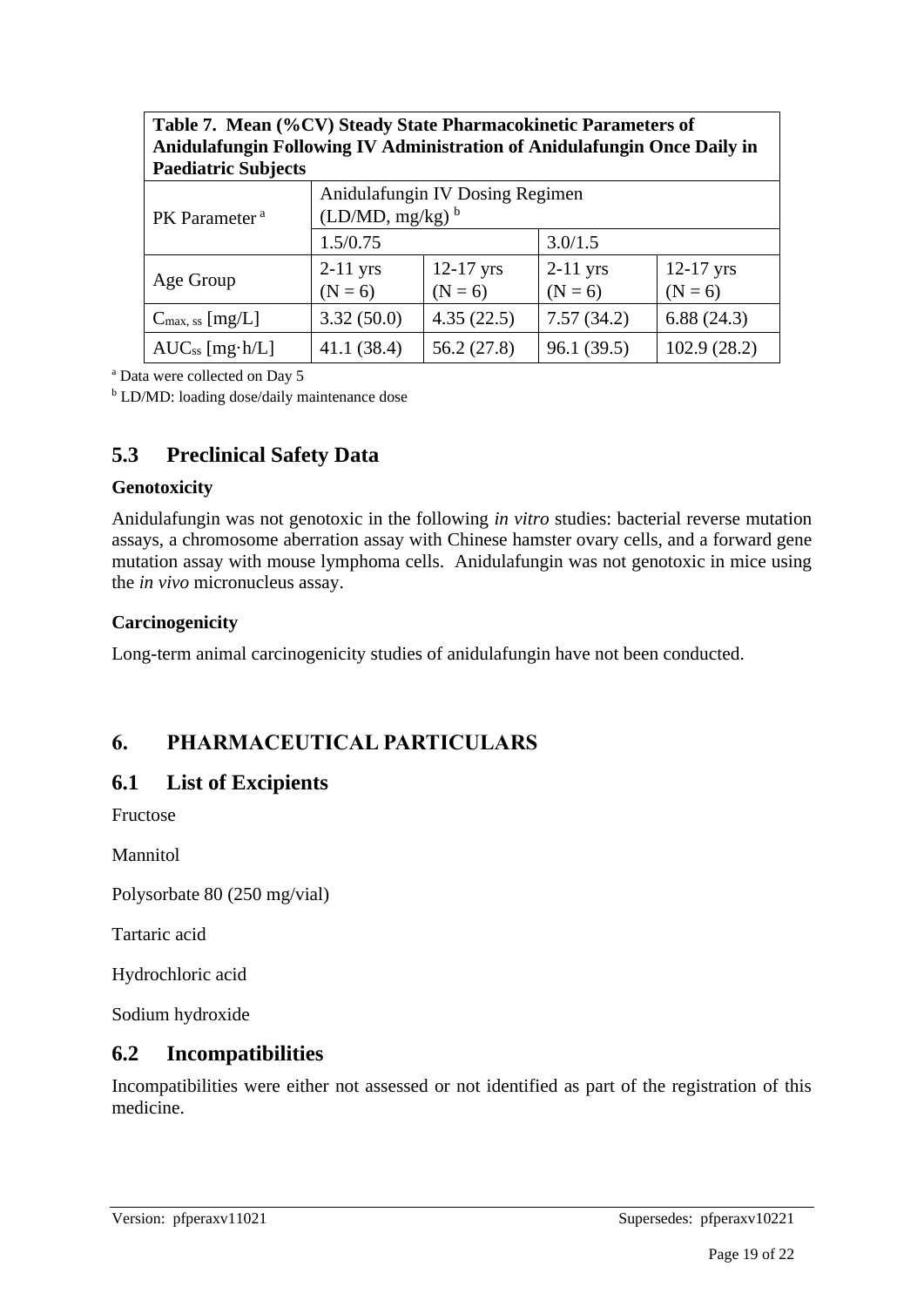**Table 7. Mean (%CV) Steady State Pharmacokinetic Parameters of Anidulafungin Following IV Administration of Anidulafungin Once Daily in Paediatric Subjects**

| PK Parameter [a] | Anidulafungin IV Dosing Regimen (LD/MD, mg/kg) [b] | | | |
|---|---|---|---|---|
| | 1.5/0.75 | | 3.0/1.5 | |
| Age Group | 2-11 yrs (N = 6) | 12-17 yrs (N = 6) | 2-11 yrs (N = 6) | 12-17 yrs (N = 6) |
| $C_{max, ss}$ [mg/L] | 3.32 (50.0) | 4.35 (22.5) | 7.57 (34.2) | 6.88 (24.3) |
| $AUC_{ss}$ [mg·h/L] | 41.1 (38.4) | 56.2 (27.8) | 96.1 (39.5) | 102.9 (28.2) |

[a] Data were collected on Day 5

[b] LD/MD: loading dose/daily maintenance dose

## 5.3 Preclinical Safety Data

**Genotoxicity**

Anidulafungin was not genotoxic in the following *in vitro* studies: bacterial reverse mutation assays, a chromosome aberration assay with Chinese hamster ovary cells, and a forward gene mutation assay with mouse lymphoma cells. Anidulafungin was not genotoxic in mice using the *in vivo* micronucleus assay.

**Carcinogenicity**

Long-term animal carcinogenicity studies of anidulafungin have not been conducted.

# 6. PHARMACEUTICAL PARTICULARS

## 6.1 List of Excipients

Fructose

Mannitol

Polysorbate 80 (250 mg/vial)

Tartaric acid

Hydrochloric acid

Sodium hydroxide

## 6.2 Incompatibilities

Incompatibilities were either not assessed or not identified as part of the registration of this medicine.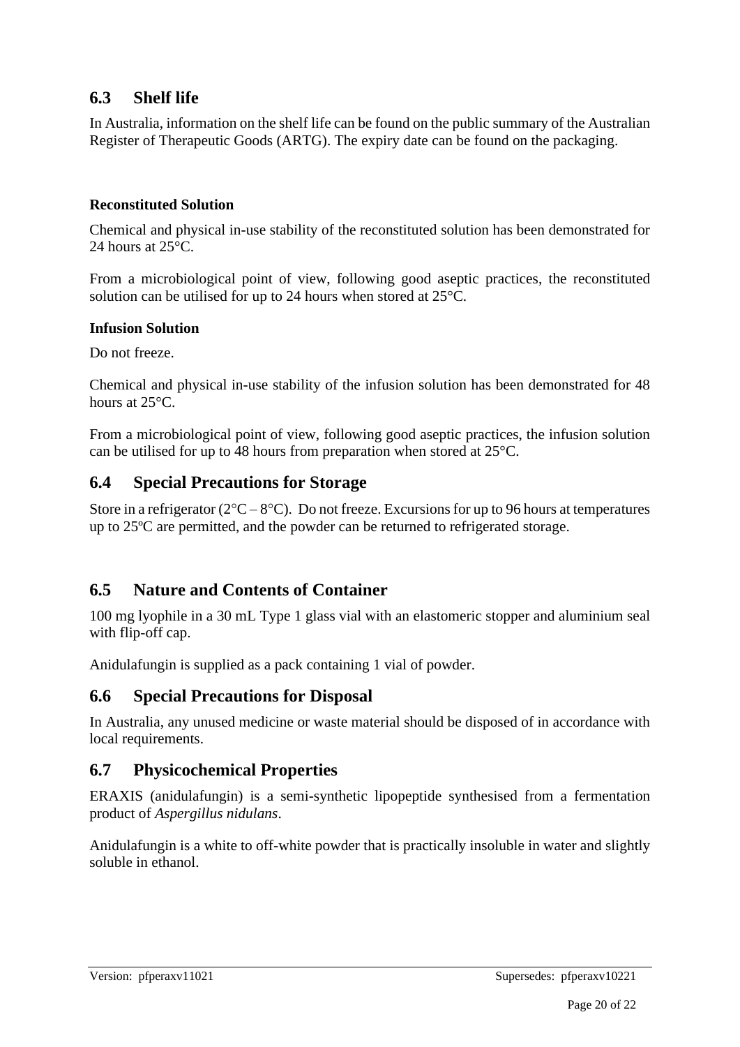## 6.3 Shelf life

In Australia, information on the shelf life can be found on the public summary of the Australian Register of Therapeutic Goods (ARTG). The expiry date can be found on the packaging.

**Reconstituted Solution**

Chemical and physical in-use stability of the reconstituted solution has been demonstrated for 24 hours at 25°C.

From a microbiological point of view, following good aseptic practices, the reconstituted solution can be utilised for up to 24 hours when stored at 25°C.

**Infusion Solution**

Do not freeze.

Chemical and physical in-use stability of the infusion solution has been demonstrated for 48 hours at 25°C.

From a microbiological point of view, following good aseptic practices, the infusion solution can be utilised for up to 48 hours from preparation when stored at 25°C.

## 6.4 Special Precautions for Storage

Store in a refrigerator (2°C – 8°C). Do not freeze. Excursions for up to 96 hours at temperatures up to 25ºC are permitted, and the powder can be returned to refrigerated storage.

## 6.5 Nature and Contents of Container

100 mg lyophile in a 30 mL Type 1 glass vial with an elastomeric stopper and aluminium seal with flip-off cap.

Anidulafungin is supplied as a pack containing 1 vial of powder.

## 6.6 Special Precautions for Disposal

In Australia, any unused medicine or waste material should be disposed of in accordance with local requirements.

## 6.7 Physicochemical Properties

ERAXIS (anidulafungin) is a semi-synthetic lipopeptide synthesised from a fermentation product of *Aspergillus nidulans*.

Anidulafungin is a white to off-white powder that is practically insoluble in water and slightly soluble in ethanol.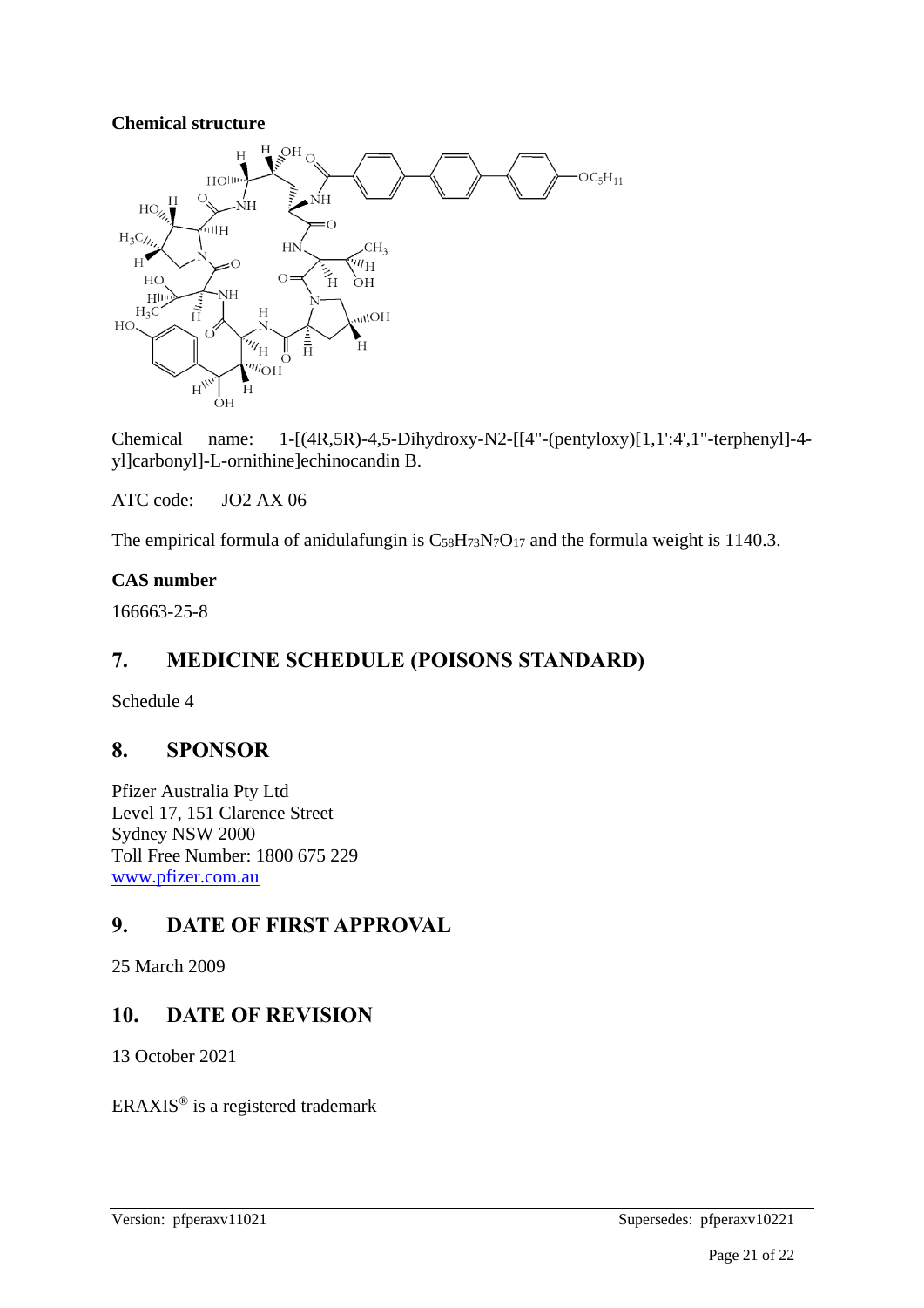**Chemical structure**

Chemical name: 1-[(4R,5R)-4,5-Dihydroxy-N2-[[4"-(pentyloxy)[1,1':4',1"-terphenyl]-4-yl]carbonyl]-L-ornithine]echinocandin B.

ATC code: JO2 AX 06

The empirical formula of anidulafungin is $C_{58}H_{73}N_7O_{17}$ and the formula weight is 1140.3.

**CAS number**

166663-25-8

## 7. MEDICINE SCHEDULE (POISONS STANDARD)

Schedule 4

## 8. SPONSOR

Pfizer Australia Pty Ltd
Level 17, 151 Clarence Street
Sydney NSW 2000
Toll Free Number: 1800 675 229
www.pfizer.com.au

## 9. DATE OF FIRST APPROVAL

25 March 2009

## 10. DATE OF REVISION

13 October 2021

ERAXIS® is a registered trademark

Version: pfperaxv11021 Supersedes: pfperaxv10221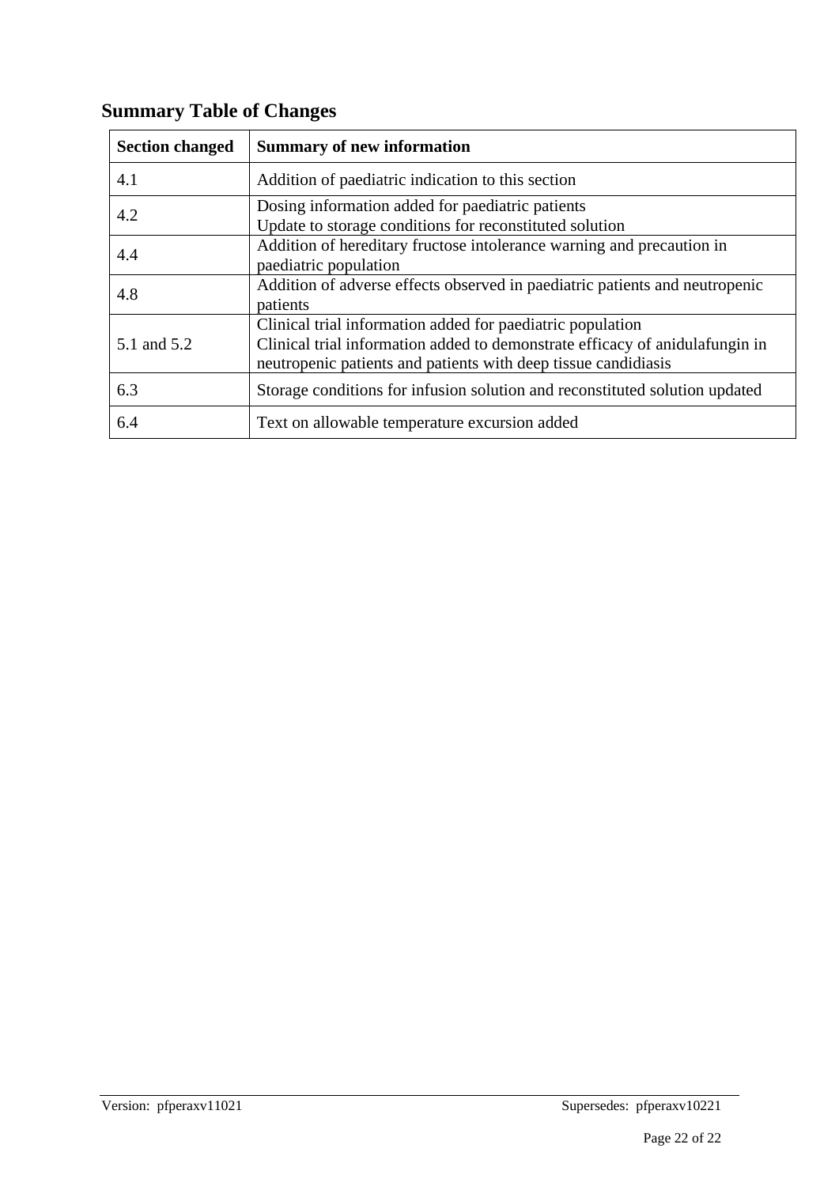## Summary Table of Changes

| Section changed | Summary of new information |
|---|---|
| 4.1 | Addition of paediatric indication to this section |
| 4.2 | Dosing information added for paediatric patients<br>Update to storage conditions for reconstituted solution |
| 4.4 | Addition of hereditary fructose intolerance warning and precaution in paediatric population |
| 4.8 | Addition of adverse effects observed in paediatric patients and neutropenic patients |
| 5.1 and 5.2 | Clinical trial information added for paediatric population<br>Clinical trial information added to demonstrate efficacy of anidulafungin in neutropenic patients and patients with deep tissue candidiasis |
| 6.3 | Storage conditions for infusion solution and reconstituted solution updated |
| 6.4 | Text on allowable temperature excursion added |

Version: pfperaxv11021 Supersedes: pfperaxv10221